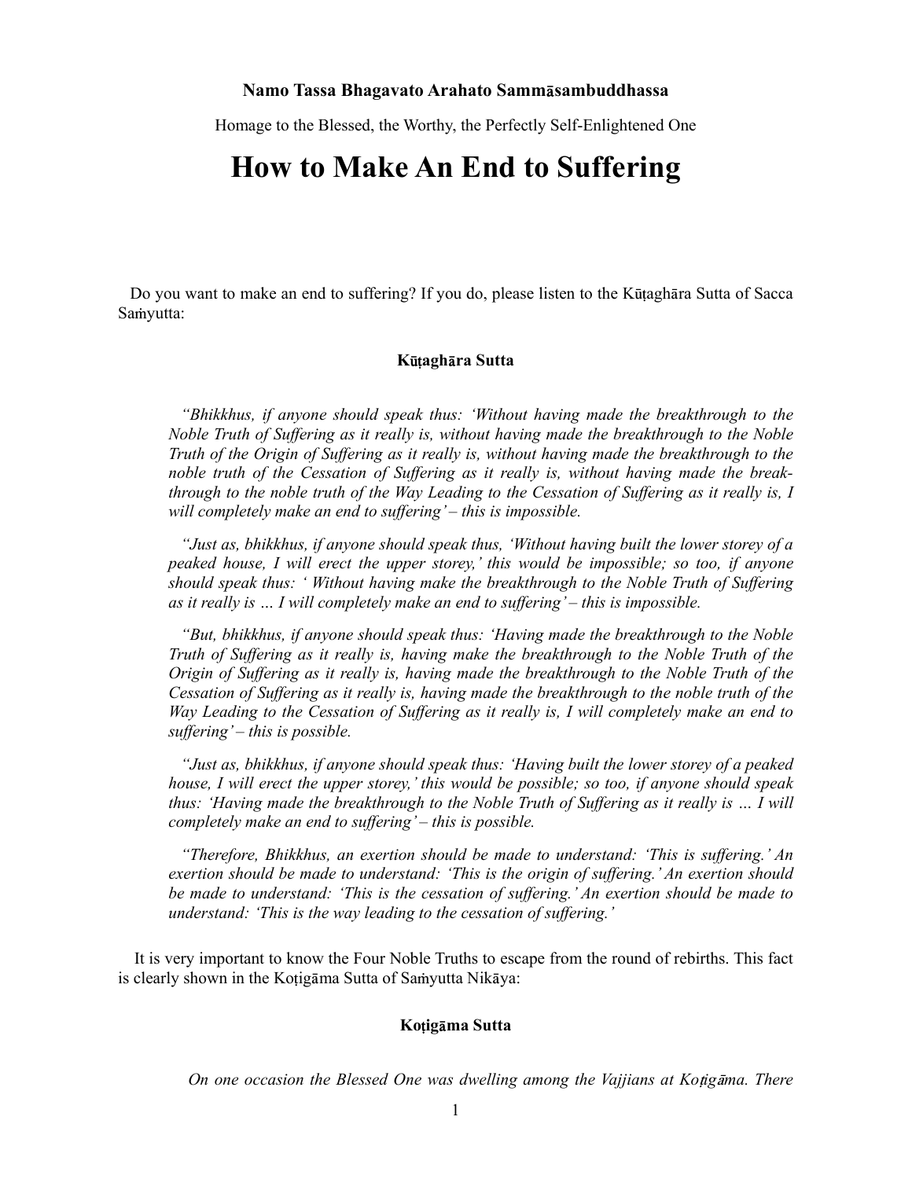**Namo Tassa Bhagavato Arahato Sammāsambuddhassa**

Homage to the Blessed, the Worthy, the Perfectly Self-Enlightened One

# How to Make An End to Suffering

Do you want to make an end to suffering? If you do, please listen to the Kūṭaghāra Sutta of Sacca Saṁyutta:

### Kūṭaghāra Sutta

*"Bhikkhus, if anyone should speak thus: 'Without having made the breakthrough to the Noble Truth of Suffering as it really is, without having made the breakthrough to the Noble Truth of the Origin of Suffering as it really is, without having made the breakthrough to the noble truth of the Cessation of Suffering as it really is, without having made the breakthrough to the noble truth of the Way Leading to the Cessation of Suffering as it really is, I will completely make an end to suffering' – this is impossible.*

*"Just as, bhikkhus, if anyone should speak thus, 'Without having built the lower storey of a peaked house, I will erect the upper storey,' this would be impossible; so too, if anyone should speak thus: ' Without having make the breakthrough to the Noble Truth of Suffering as it really is … I will completely make an end to suffering' – this is impossible.*

*"But, bhikkhus, if anyone should speak thus: 'Having made the breakthrough to the Noble Truth of Suffering as it really is, having make the breakthrough to the Noble Truth of the Origin of Suffering as it really is, having made the breakthrough to the Noble Truth of the Cessation of Suffering as it really is, having made the breakthrough to the noble truth of the Way Leading to the Cessation of Suffering as it really is, I will completely make an end to suffering' – this is possible.*

*"Just as, bhikkhus, if anyone should speak thus: 'Having built the lower storey of a peaked house, I will erect the upper storey,' this would be possible; so too, if anyone should speak thus: 'Having made the breakthrough to the Noble Truth of Suffering as it really is … I will completely make an end to suffering' – this is possible.*

*"Therefore, Bhikkhus, an exertion should be made to understand: 'This is suffering.' An exertion should be made to understand: 'This is the origin of suffering.' An exertion should be made to understand: 'This is the cessation of suffering.' An exertion should be made to understand: 'This is the way leading to the cessation of suffering.'*

It is very important to know the Four Noble Truths to escape from the round of rebirths. This fact is clearly shown in the Koṭigāma Sutta of Saṁyutta Nikāya:

### Koṭigāma Sutta

*On one occasion the Blessed One was dwelling among the Vajjians at Koṭigāma. There*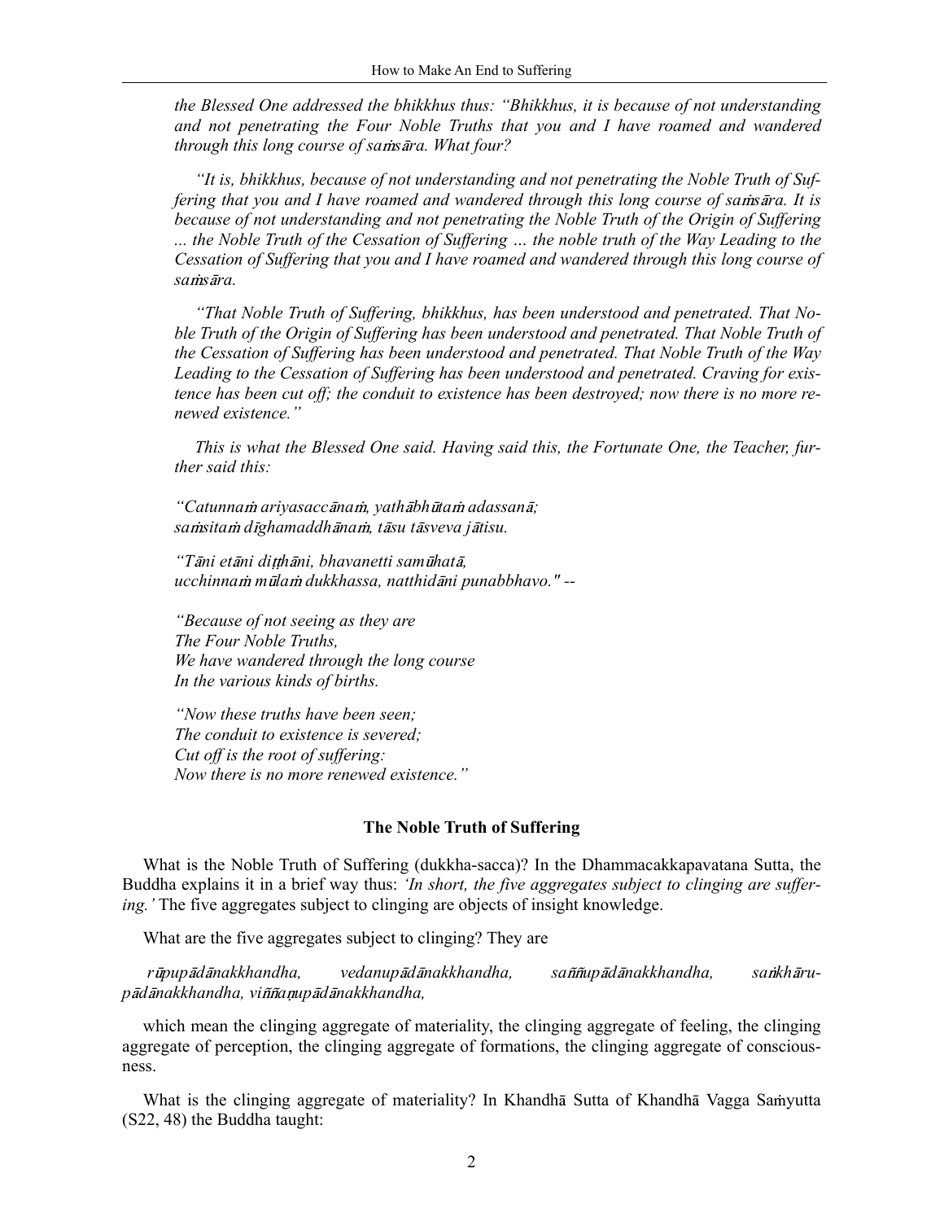*the Blessed One addressed the bhikkhus thus: "Bhikkhus, it is because of not understanding and not penetrating the Four Noble Truths that you and I have roamed and wandered through this long course of saṁsāra. What four?*

*"It is, bhikkhus, because of not understanding and not penetrating the Noble Truth of Suffering that you and I have roamed and wandered through this long course of saṁsāra. It is because of not understanding and not penetrating the Noble Truth of the Origin of Suffering ... the Noble Truth of the Cessation of Suffering … the noble truth of the Way Leading to the Cessation of Suffering that you and I have roamed and wandered through this long course of saṁsāra.*

*"That Noble Truth of Suffering, bhikkhus, has been understood and penetrated. That Noble Truth of the Origin of Suffering has been understood and penetrated. That Noble Truth of the Cessation of Suffering has been understood and penetrated. That Noble Truth of the Way Leading to the Cessation of Suffering has been understood and penetrated. Craving for existence has been cut off; the conduit to existence has been destroyed; now there is no more renewed existence."*

*This is what the Blessed One said. Having said this, the Fortunate One, the Teacher, further said this:*

*"Catunnaṁ ariyasaccānaṁ, yathābhūtaṁ adassanā;*
*saṁsitaṁ dīghamaddhānaṁ, tāsu tāsveva jātisu.*

*"Tāni etāni diṭṭhāni, bhavanetti samūhatā,*
*ucchinnaṁ mūlaṁ dukkhassa, natthidāni punabbhavo." --*

*"Because of not seeing as they are*
*The Four Noble Truths,*
*We have wandered through the long course*
*In the various kinds of births.*

*"Now these truths have been seen;*
*The conduit to existence is severed;*
*Cut off is the root of suffering:*
*Now there is no more renewed existence."*

### The Noble Truth of Suffering

What is the Noble Truth of Suffering (dukkha-sacca)? In the Dhammacakkapavatana Sutta, the Buddha explains it in a brief way thus: *'In short, the five aggregates subject to clinging are suffering.'* The five aggregates subject to clinging are objects of insight knowledge.

What are the five aggregates subject to clinging? They are

*rūpupādānakkhandha, vedanupādānakkhandha, saññupādānakkhandha, saṅkhārupādānakkhandha, viññaṇupādānakkhandha,*

which mean the clinging aggregate of materiality, the clinging aggregate of feeling, the clinging aggregate of perception, the clinging aggregate of formations, the clinging aggregate of consciousness.

What is the clinging aggregate of materiality? In Khandhā Sutta of Khandhā Vagga Saṁyutta (S22, 48) the Buddha taught: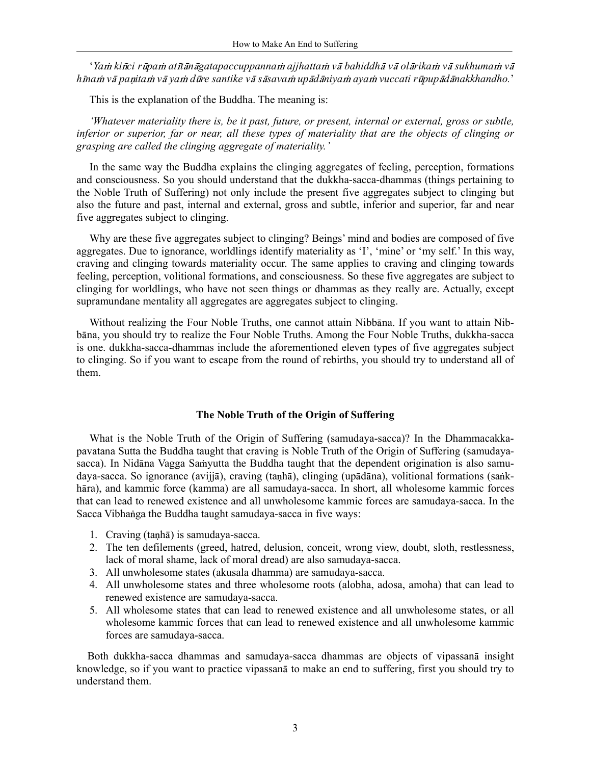'*Yaṁ kiñci rūpaṁ atītānāgatapaccuppannaṁ ajjhattaṁ vā bahiddhā vā olārikaṁ vā sukhumaṁ vā hīnaṁ vā paṇitaṁ vā yaṁ dūre santike vā sāsavaṁ upādāniyaṁ ayaṁ vuccati rūpupādānakkhandho.*'

This is the explanation of the Buddha. The meaning is:

*'Whatever materiality there is, be it past, future, or present, internal or external, gross or subtle, inferior or superior, far or near, all these types of materiality that are the objects of clinging or grasping are called the clinging aggregate of materiality.'*

In the same way the Buddha explains the clinging aggregates of feeling, perception, formations and consciousness. So you should understand that the dukkha-sacca-dhammas (things pertaining to the Noble Truth of Suffering) not only include the present five aggregates subject to clinging but also the future and past, internal and external, gross and subtle, inferior and superior, far and near five aggregates subject to clinging.

Why are these five aggregates subject to clinging? Beings' mind and bodies are composed of five aggregates. Due to ignorance, worldlings identify materiality as 'I', 'mine' or 'my self.' In this way, craving and clinging towards materiality occur. The same applies to craving and clinging towards feeling, perception, volitional formations, and consciousness. So these five aggregates are subject to clinging for worldlings, who have not seen things or dhammas as they really are. Actually, except supramundane mentality all aggregates are aggregates subject to clinging.

Without realizing the Four Noble Truths, one cannot attain Nibbāna. If you want to attain Nibbāna, you should try to realize the Four Noble Truths. Among the Four Noble Truths, dukkha-sacca is one. dukkha-sacca-dhammas include the aforementioned eleven types of five aggregates subject to clinging. So if you want to escape from the round of rebirths, you should try to understand all of them.

## The Noble Truth of the Origin of Suffering

What is the Noble Truth of the Origin of Suffering (samudaya-sacca)? In the Dhammacakkapavatana Sutta the Buddha taught that craving is Noble Truth of the Origin of Suffering (samudaya-sacca). In Nidāna Vagga Saṁyutta the Buddha taught that the dependent origination is also samudaya-sacca. So ignorance (avijjā), craving (taṇhā), clinging (upādāna), volitional formations (saṅkhāra), and kammic force (kamma) are all samudaya-sacca. In short, all wholesome kammic forces that can lead to renewed existence and all unwholesome kammic forces are samudaya-sacca. In the Sacca Vibhaṅga the Buddha taught samudaya-sacca in five ways:

1. Craving (taṇhā) is samudaya-sacca.
2. The ten defilements (greed, hatred, delusion, conceit, wrong view, doubt, sloth, restlessness, lack of moral shame, lack of moral dread) are also samudaya-sacca.
3. All unwholesome states (akusala dhamma) are samudaya-sacca.
4. All unwholesome states and three wholesome roots (alobha, adosa, amoha) that can lead to renewed existence are samudaya-sacca.
5. All wholesome states that can lead to renewed existence and all unwholesome states, or all wholesome kammic forces that can lead to renewed existence and all unwholesome kammic forces are samudaya-sacca.

Both dukkha-sacca dhammas and samudaya-sacca dhammas are objects of vipassanā insight knowledge, so if you want to practice vipassanā to make an end to suffering, first you should try to understand them.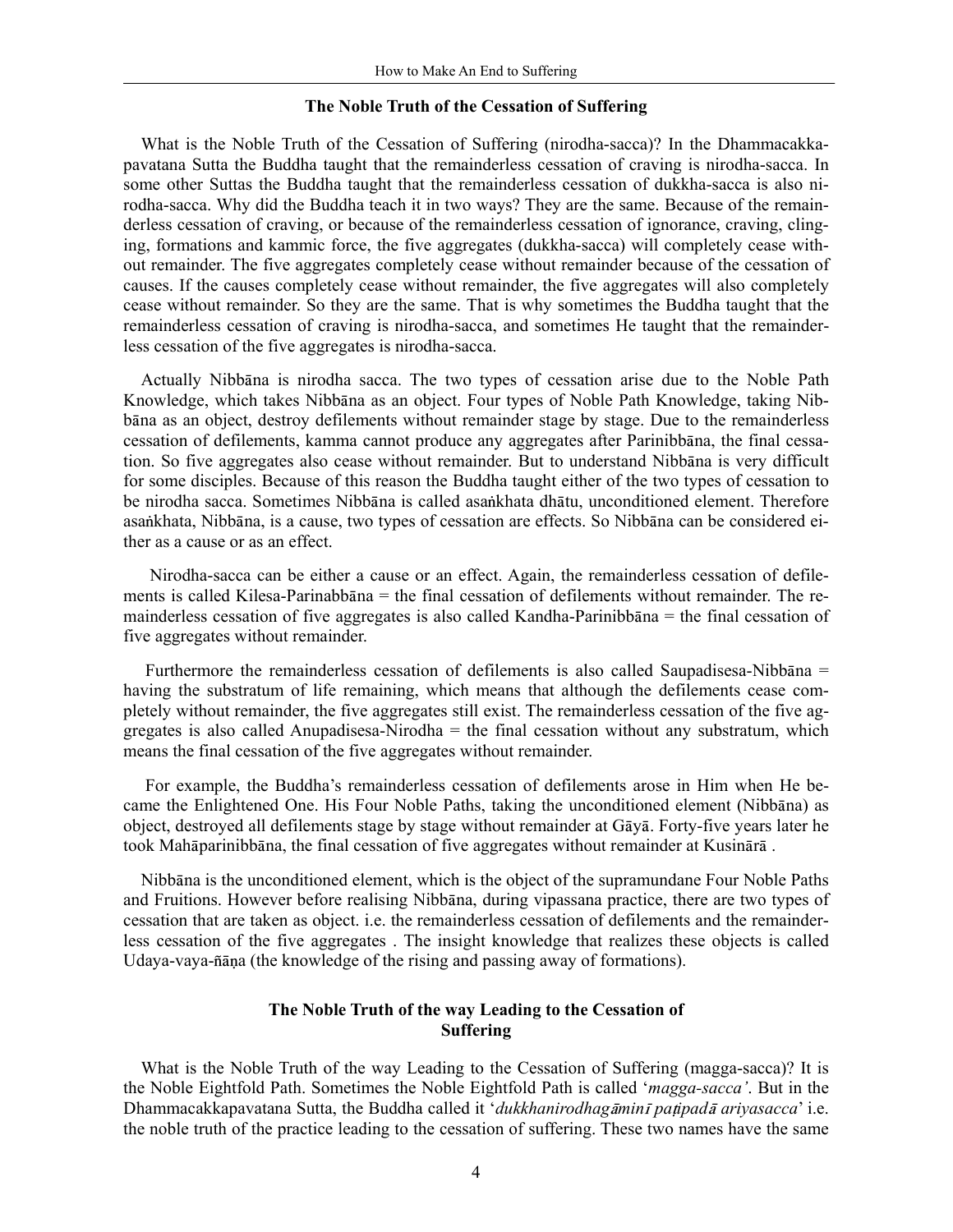## The Noble Truth of the Cessation of Suffering

What is the Noble Truth of the Cessation of Suffering (nirodha-sacca)? In the Dhammacakkapavatana Sutta the Buddha taught that the remainderless cessation of craving is nirodha-sacca. In some other Suttas the Buddha taught that the remainderless cessation of dukkha-sacca is also nirodha-sacca. Why did the Buddha teach it in two ways? They are the same. Because of the remainderless cessation of craving, or because of the remainderless cessation of ignorance, craving, clinging, formations and kammic force, the five aggregates (dukkha-sacca) will completely cease without remainder. The five aggregates completely cease without remainder because of the cessation of causes. If the causes completely cease without remainder, the five aggregates will also completely cease without remainder. So they are the same. That is why sometimes the Buddha taught that the remainderless cessation of craving is nirodha-sacca, and sometimes He taught that the remainderless cessation of the five aggregates is nirodha-sacca.

Actually Nibbāna is nirodha sacca. The two types of cessation arise due to the Noble Path Knowledge, which takes Nibbāna as an object. Four types of Noble Path Knowledge, taking Nibbāna as an object, destroy defilements without remainder stage by stage. Due to the remainderless cessation of defilements, kamma cannot produce any aggregates after Parinibbāna, the final cessation. So five aggregates also cease without remainder. But to understand Nibbāna is very difficult for some disciples. Because of this reason the Buddha taught either of the two types of cessation to be nirodha sacca. Sometimes Nibbāna is called asaṅkhata dhātu, unconditioned element. Therefore asaṅkhata, Nibbāna, is a cause, two types of cessation are effects. So Nibbāna can be considered either as a cause or as an effect.

Nirodha-sacca can be either a cause or an effect. Again, the remainderless cessation of defilements is called Kilesa-Parinabbāna = the final cessation of defilements without remainder. The remainderless cessation of five aggregates is also called Kandha-Parinibbāna = the final cessation of five aggregates without remainder.

Furthermore the remainderless cessation of defilements is also called Saupadisesa-Nibbāna = having the substratum of life remaining, which means that although the defilements cease completely without remainder, the five aggregates still exist. The remainderless cessation of the five aggregates is also called Anupadisesa-Nirodha = the final cessation without any substratum, which means the final cessation of the five aggregates without remainder.

For example, the Buddha's remainderless cessation of defilements arose in Him when He became the Enlightened One. His Four Noble Paths, taking the unconditioned element (Nibbāna) as object, destroyed all defilements stage by stage without remainder at Gāyā. Forty-five years later he took Mahāparinibbāna, the final cessation of five aggregates without remainder at Kusinārā .

Nibbāna is the unconditioned element, which is the object of the supramundane Four Noble Paths and Fruitions. However before realising Nibbāna, during vipassana practice, there are two types of cessation that are taken as object. i.e. the remainderless cessation of defilements and the remainderless cessation of the five aggregates . The insight knowledge that realizes these objects is called Udaya-vaya-ñāṇa (the knowledge of the rising and passing away of formations).

## The Noble Truth of the way Leading to the Cessation of Suffering

What is the Noble Truth of the way Leading to the Cessation of Suffering (magga-sacca)? It is the Noble Eightfold Path. Sometimes the Noble Eightfold Path is called '*magga-sacca'*. But in the Dhammacakkapavatana Sutta, the Buddha called it '*dukkhanirodhagāminī paṭipadā ariyasacca*' i.e. the noble truth of the practice leading to the cessation of suffering. These two names have the same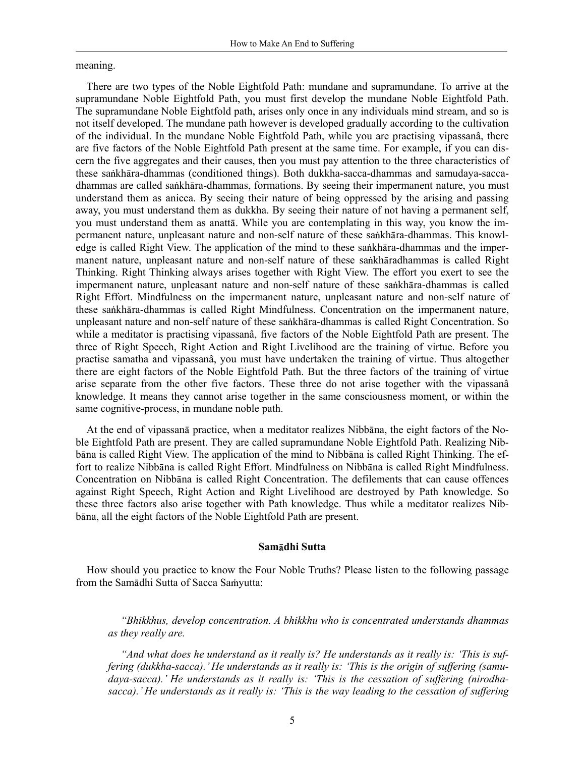meaning.

There are two types of the Noble Eightfold Path: mundane and supramundane. To arrive at the supramundane Noble Eightfold Path, you must first develop the mundane Noble Eightfold Path. The supramundane Noble Eightfold path, arises only once in any individuals mind stream, and so is not itself developed. The mundane path however is developed gradually according to the cultivation of the individual. In the mundane Noble Eightfold Path, while you are practising vipassanâ, there are five factors of the Noble Eightfold Path present at the same time. For example, if you can discern the five aggregates and their causes, then you must pay attention to the three characteristics of these saṅkhāra-dhammas (conditioned things). Both dukkha-sacca-dhammas and samudaya-sacca-dhammas are called saṅkhāra-dhammas, formations. By seeing their impermanent nature, you must understand them as anicca. By seeing their nature of being oppressed by the arising and passing away, you must understand them as dukkha. By seeing their nature of not having a permanent self, you must understand them as anattā. While you are contemplating in this way, you know the impermanent nature, unpleasant nature and non-self nature of these saṅkhāra-dhammas. This knowledge is called Right View. The application of the mind to these saṅkhāra-dhammas and the impermanent nature, unpleasant nature and non-self nature of these saṅkhāradhammas is called Right Thinking. Right Thinking always arises together with Right View. The effort you exert to see the impermanent nature, unpleasant nature and non-self nature of these saṅkhāra-dhammas is called Right Effort. Mindfulness on the impermanent nature, unpleasant nature and non-self nature of these saṅkhāra-dhammas is called Right Mindfulness. Concentration on the impermanent nature, unpleasant nature and non-self nature of these saṅkhāra-dhammas is called Right Concentration. So while a meditator is practising vipassanâ, five factors of the Noble Eightfold Path are present. The three of Right Speech, Right Action and Right Livelihood are the training of virtue. Before you practise samatha and vipassanâ, you must have undertaken the training of virtue. Thus altogether there are eight factors of the Noble Eightfold Path. But the three factors of the training of virtue arise separate from the other five factors. These three do not arise together with the vipassanâ knowledge. It means they cannot arise together in the same consciousness moment, or within the same cognitive-process, in mundane noble path.

At the end of vipassanā practice, when a meditator realizes Nibbāna, the eight factors of the Noble Eightfold Path are present. They are called supramundane Noble Eightfold Path. Realizing Nibbāna is called Right View. The application of the mind to Nibbāna is called Right Thinking. The effort to realize Nibbāna is called Right Effort. Mindfulness on Nibbāna is called Right Mindfulness. Concentration on Nibbāna is called Right Concentration. The defilements that can cause offences against Right Speech, Right Action and Right Livelihood are destroyed by Path knowledge. So these three factors also arise together with Path knowledge. Thus while a meditator realizes Nibbāna, all the eight factors of the Noble Eightfold Path are present.

### Samādhi Sutta

How should you practice to know the Four Noble Truths? Please listen to the following passage from the Samādhi Sutta of Sacca Saṁyutta:

> *"Bhikkhus, develop concentration. A bhikkhu who is concentrated understands dhammas as they really are.*
>
> *"And what does he understand as it really is? He understands as it really is: 'This is suffering (dukkha-sacca).' He understands as it really is: 'This is the origin of suffering (samudaya-sacca).' He understands as it really is: 'This is the cessation of suffering (nirodha-sacca).' He understands as it really is: 'This is the way leading to the cessation of suffering*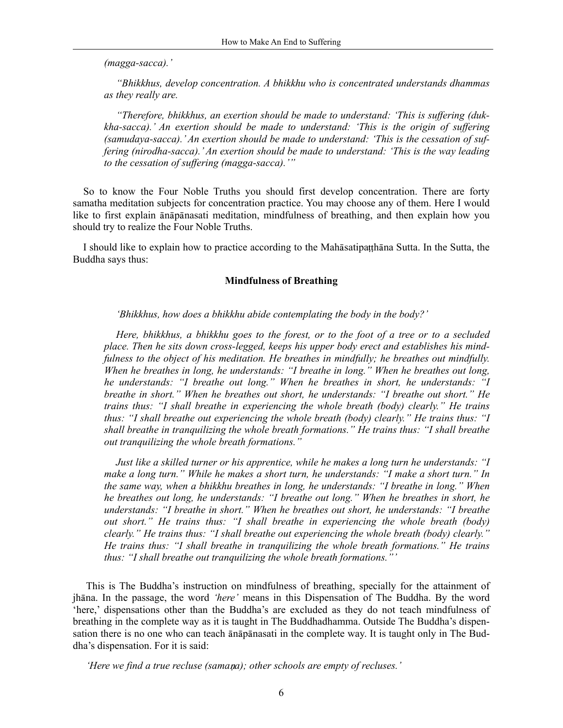*(magga-sacca).'*

*"Bhikkhus, develop concentration. A bhikkhu who is concentrated understands dhammas as they really are.*

*"Therefore, bhikkhus, an exertion should be made to understand: 'This is suffering (dukkha-sacca).' An exertion should be made to understand: 'This is the origin of suffering (samudaya-sacca).' An exertion should be made to understand: 'This is the cessation of suffering (nirodha-sacca).' An exertion should be made to understand: 'This is the way leading to the cessation of suffering (magga-sacca).'"*

So to know the Four Noble Truths you should first develop concentration. There are forty samatha meditation subjects for concentration practice. You may choose any of them. Here I would like to first explain ānāpānasati meditation, mindfulness of breathing, and then explain how you should try to realize the Four Noble Truths.

I should like to explain how to practice according to the Mahāsatipaṭṭhāna Sutta. In the Sutta, the Buddha says thus:

**Mindfulness of Breathing**

*'Bhikkhus, how does a bhikkhu abide contemplating the body in the body?'*

*Here, bhikkhus, a bhikkhu goes to the forest, or to the foot of a tree or to a secluded place. Then he sits down cross-legged, keeps his upper body erect and establishes his mindfulness to the object of his meditation. He breathes in mindfully; he breathes out mindfully. When he breathes in long, he understands: "I breathe in long." When he breathes out long, he understands: "I breathe out long." When he breathes in short, he understands: "I breathe in short." When he breathes out short, he understands: "I breathe out short." He trains thus: "I shall breathe in experiencing the whole breath (body) clearly." He trains thus: "I shall breathe out experiencing the whole breath (body) clearly." He trains thus: "I shall breathe in tranquilizing the whole breath formations." He trains thus: "I shall breathe out tranquilizing the whole breath formations."*

*Just like a skilled turner or his apprentice, while he makes a long turn he understands: "I make a long turn." While he makes a short turn, he understands: "I make a short turn." In the same way, when a bhikkhu breathes in long, he understands: "I breathe in long." When he breathes out long, he understands: "I breathe out long." When he breathes in short, he understands: "I breathe in short." When he breathes out short, he understands: "I breathe out short." He trains thus: "I shall breathe in experiencing the whole breath (body) clearly." He trains thus: "I shall breathe out experiencing the whole breath (body) clearly." He trains thus: "I shall breathe in tranquilizing the whole breath formations." He trains thus: "I shall breathe out tranquilizing the whole breath formations."'*

This is The Buddha's instruction on mindfulness of breathing, specially for the attainment of jhāna. In the passage, the word *'here'* means in this Dispensation of The Buddha. By the word 'here,' dispensations other than the Buddha's are excluded as they do not teach mindfulness of breathing in the complete way as it is taught in The Buddhadhamma. Outside The Buddha's dispensation there is no one who can teach ānāpānasati in the complete way. It is taught only in The Buddha's dispensation. For it is said:

*'Here we find a true recluse (samaṇa); other schools are empty of recluses.'*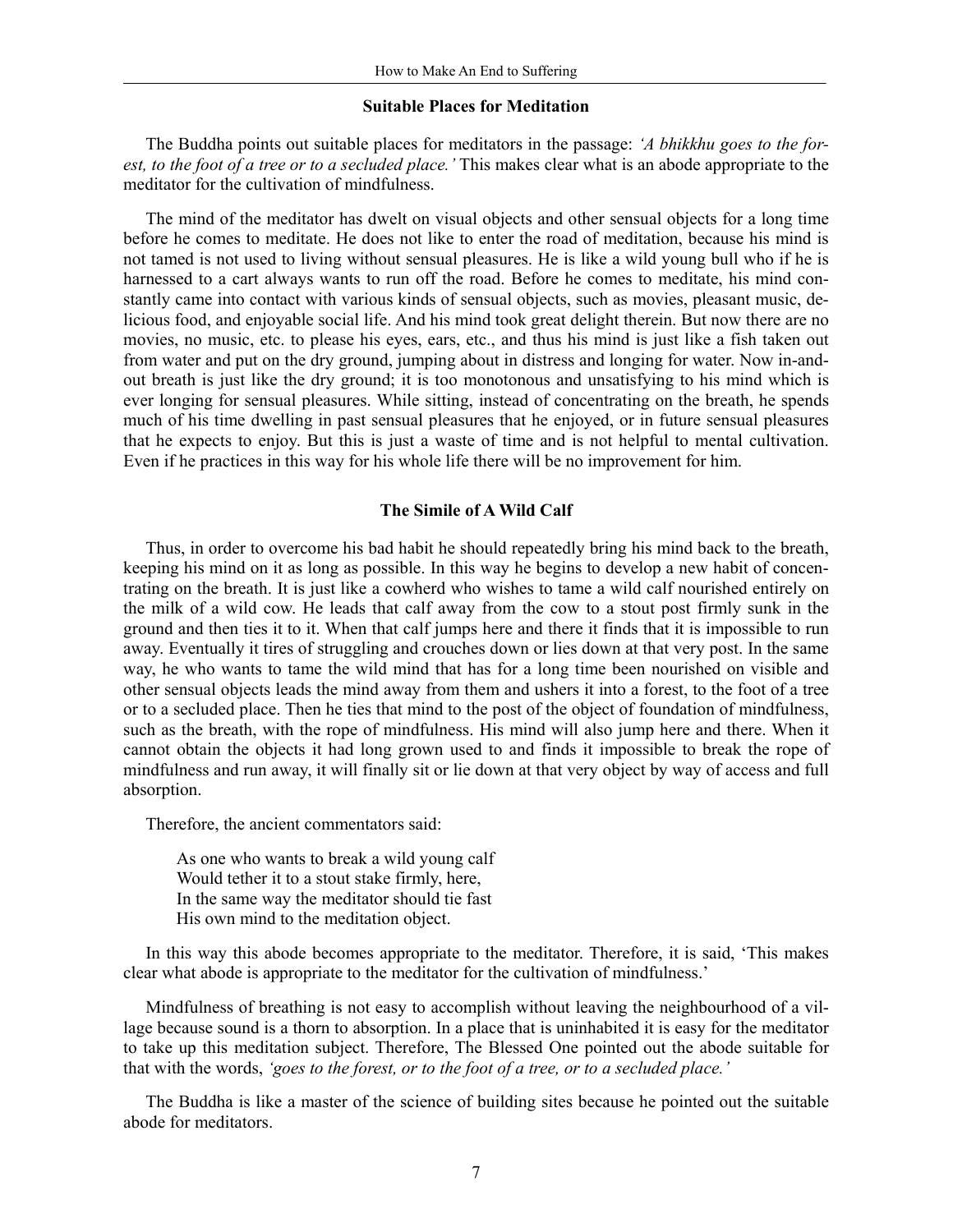### Suitable Places for Meditation

The Buddha points out suitable places for meditators in the passage: *'A bhikkhu goes to the forest, to the foot of a tree or to a secluded place.'* This makes clear what is an abode appropriate to the meditator for the cultivation of mindfulness.

The mind of the meditator has dwelt on visual objects and other sensual objects for a long time before he comes to meditate. He does not like to enter the road of meditation, because his mind is not tamed is not used to living without sensual pleasures. He is like a wild young bull who if he is harnessed to a cart always wants to run off the road. Before he comes to meditate, his mind constantly came into contact with various kinds of sensual objects, such as movies, pleasant music, delicious food, and enjoyable social life. And his mind took great delight therein. But now there are no movies, no music, etc. to please his eyes, ears, etc., and thus his mind is just like a fish taken out from water and put on the dry ground, jumping about in distress and longing for water. Now in-and-out breath is just like the dry ground; it is too monotonous and unsatisfying to his mind which is ever longing for sensual pleasures. While sitting, instead of concentrating on the breath, he spends much of his time dwelling in past sensual pleasures that he enjoyed, or in future sensual pleasures that he expects to enjoy. But this is just a waste of time and is not helpful to mental cultivation. Even if he practices in this way for his whole life there will be no improvement for him.

### The Simile of A Wild Calf

Thus, in order to overcome his bad habit he should repeatedly bring his mind back to the breath, keeping his mind on it as long as possible. In this way he begins to develop a new habit of concentrating on the breath. It is just like a cowherd who wishes to tame a wild calf nourished entirely on the milk of a wild cow. He leads that calf away from the cow to a stout post firmly sunk in the ground and then ties it to it. When that calf jumps here and there it finds that it is impossible to run away. Eventually it tires of struggling and crouches down or lies down at that very post. In the same way, he who wants to tame the wild mind that has for a long time been nourished on visible and other sensual objects leads the mind away from them and ushers it into a forest, to the foot of a tree or to a secluded place. Then he ties that mind to the post of the object of foundation of mindfulness, such as the breath, with the rope of mindfulness. His mind will also jump here and there. When it cannot obtain the objects it had long grown used to and finds it impossible to break the rope of mindfulness and run away, it will finally sit or lie down at that very object by way of access and full absorption.

Therefore, the ancient commentators said:

> As one who wants to break a wild young calf
> Would tether it to a stout stake firmly, here,
> In the same way the meditator should tie fast
> His own mind to the meditation object.

In this way this abode becomes appropriate to the meditator. Therefore, it is said, 'This makes clear what abode is appropriate to the meditator for the cultivation of mindfulness.'

Mindfulness of breathing is not easy to accomplish without leaving the neighbourhood of a village because sound is a thorn to absorption. In a place that is uninhabited it is easy for the meditator to take up this meditation subject. Therefore, The Blessed One pointed out the abode suitable for that with the words, *'goes to the forest, or to the foot of a tree, or to a secluded place.'*

The Buddha is like a master of the science of building sites because he pointed out the suitable abode for meditators.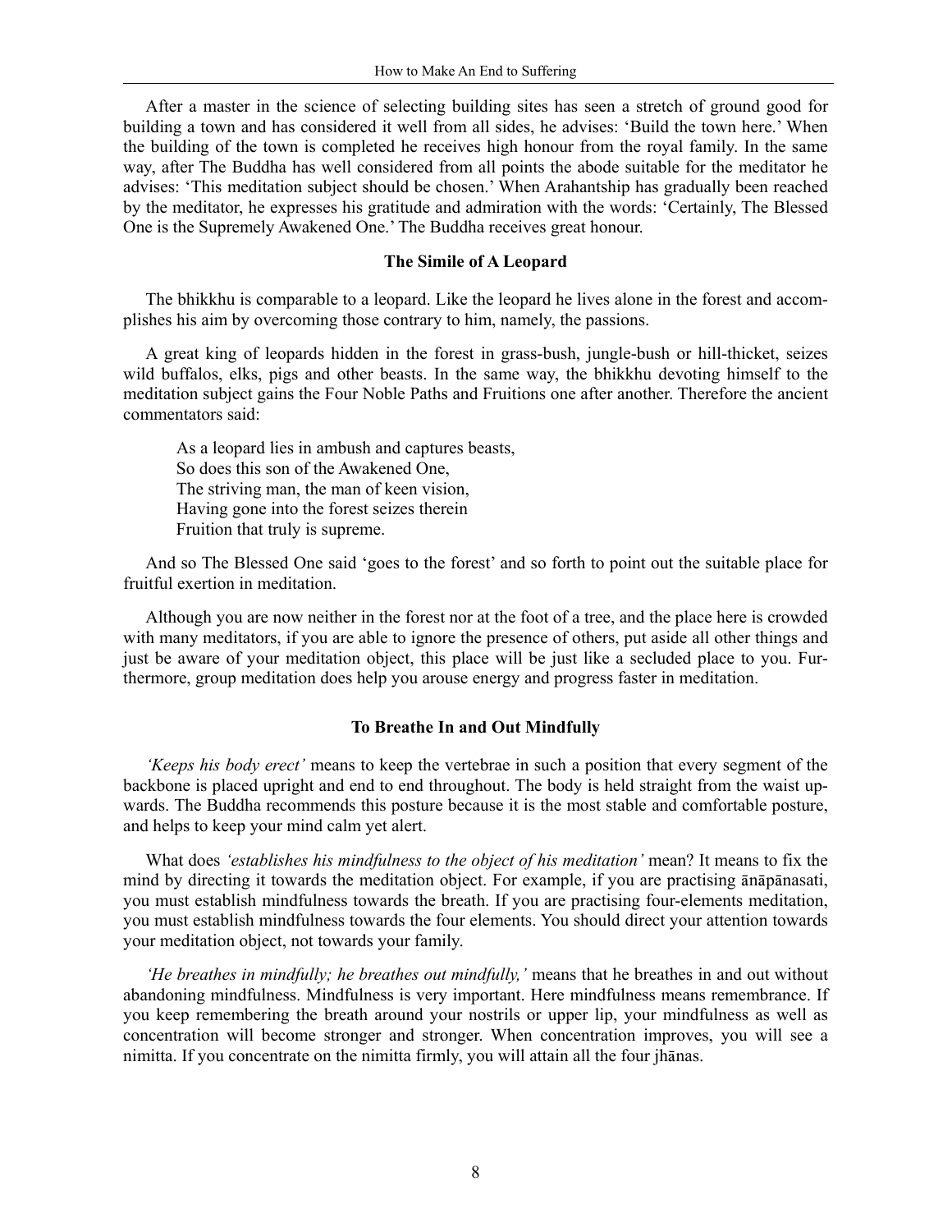After a master in the science of selecting building sites has seen a stretch of ground good for building a town and has considered it well from all sides, he advises: 'Build the town here.' When the building of the town is completed he receives high honour from the royal family. In the same way, after The Buddha has well considered from all points the abode suitable for the meditator he advises: 'This meditation subject should be chosen.' When Arahantship has gradually been reached by the meditator, he expresses his gratitude and admiration with the words: 'Certainly, The Blessed One is the Supremely Awakened One.' The Buddha receives great honour.

### The Simile of A Leopard

The bhikkhu is comparable to a leopard. Like the leopard he lives alone in the forest and accomplishes his aim by overcoming those contrary to him, namely, the passions.

A great king of leopards hidden in the forest in grass-bush, jungle-bush or hill-thicket, seizes wild buffalos, elks, pigs and other beasts. In the same way, the bhikkhu devoting himself to the meditation subject gains the Four Noble Paths and Fruitions one after another. Therefore the ancient commentators said:

> As a leopard lies in ambush and captures beasts,
> So does this son of the Awakened One,
> The striving man, the man of keen vision,
> Having gone into the forest seizes therein
> Fruition that truly is supreme.

And so The Blessed One said 'goes to the forest' and so forth to point out the suitable place for fruitful exertion in meditation.

Although you are now neither in the forest nor at the foot of a tree, and the place here is crowded with many meditators, if you are able to ignore the presence of others, put aside all other things and just be aware of your meditation object, this place will be just like a secluded place to you. Furthermore, group meditation does help you arouse energy and progress faster in meditation.

### To Breathe In and Out Mindfully

*'Keeps his body erect'* means to keep the vertebrae in such a position that every segment of the backbone is placed upright and end to end throughout. The body is held straight from the waist upwards. The Buddha recommends this posture because it is the most stable and comfortable posture, and helps to keep your mind calm yet alert.

What does *'establishes his mindfulness to the object of his meditation'* mean? It means to fix the mind by directing it towards the meditation object. For example, if you are practising ānāpānasati, you must establish mindfulness towards the breath. If you are practising four-elements meditation, you must establish mindfulness towards the four elements. You should direct your attention towards your meditation object, not towards your family.

*'He breathes in mindfully; he breathes out mindfully,'* means that he breathes in and out without abandoning mindfulness. Mindfulness is very important. Here mindfulness means remembrance. If you keep remembering the breath around your nostrils or upper lip, your mindfulness as well as concentration will become stronger and stronger. When concentration improves, you will see a nimitta. If you concentrate on the nimitta firmly, you will attain all the four jhānas.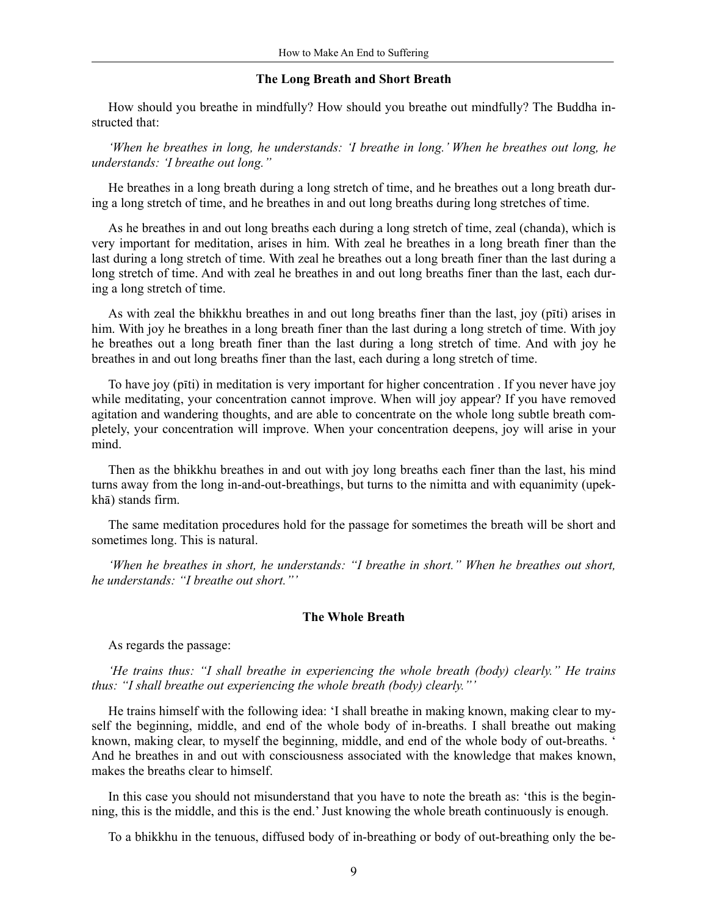### The Long Breath and Short Breath

How should you breathe in mindfully? How should you breathe out mindfully? The Buddha instructed that:

*'When he breathes in long, he understands: 'I breathe in long.' When he breathes out long, he understands: 'I breathe out long."*

He breathes in a long breath during a long stretch of time, and he breathes out a long breath during a long stretch of time, and he breathes in and out long breaths during long stretches of time.

As he breathes in and out long breaths each during a long stretch of time, zeal (chanda), which is very important for meditation, arises in him. With zeal he breathes in a long breath finer than the last during a long stretch of time. With zeal he breathes out a long breath finer than the last during a long stretch of time. And with zeal he breathes in and out long breaths finer than the last, each during a long stretch of time.

As with zeal the bhikkhu breathes in and out long breaths finer than the last, joy (pīti) arises in him. With joy he breathes in a long breath finer than the last during a long stretch of time. With joy he breathes out a long breath finer than the last during a long stretch of time. And with joy he breathes in and out long breaths finer than the last, each during a long stretch of time.

To have joy (pīti) in meditation is very important for higher concentration . If you never have joy while meditating, your concentration cannot improve. When will joy appear? If you have removed agitation and wandering thoughts, and are able to concentrate on the whole long subtle breath completely, your concentration will improve. When your concentration deepens, joy will arise in your mind.

Then as the bhikkhu breathes in and out with joy long breaths each finer than the last, his mind turns away from the long in-and-out-breathings, but turns to the nimitta and with equanimity (upekkhā) stands firm.

The same meditation procedures hold for the passage for sometimes the breath will be short and sometimes long. This is natural.

*'When he breathes in short, he understands: "I breathe in short." When he breathes out short, he understands: "I breathe out short."'*

### The Whole Breath

As regards the passage:

*'He trains thus: "I shall breathe in experiencing the whole breath (body) clearly." He trains thus: "I shall breathe out experiencing the whole breath (body) clearly."'*

He trains himself with the following idea: 'I shall breathe in making known, making clear to myself the beginning, middle, and end of the whole body of in-breaths. I shall breathe out making known, making clear, to myself the beginning, middle, and end of the whole body of out-breaths. ' And he breathes in and out with consciousness associated with the knowledge that makes known, makes the breaths clear to himself.

In this case you should not misunderstand that you have to note the breath as: 'this is the beginning, this is the middle, and this is the end.' Just knowing the whole breath continuously is enough.

To a bhikkhu in the tenuous, diffused body of in-breathing or body of out-breathing only the be-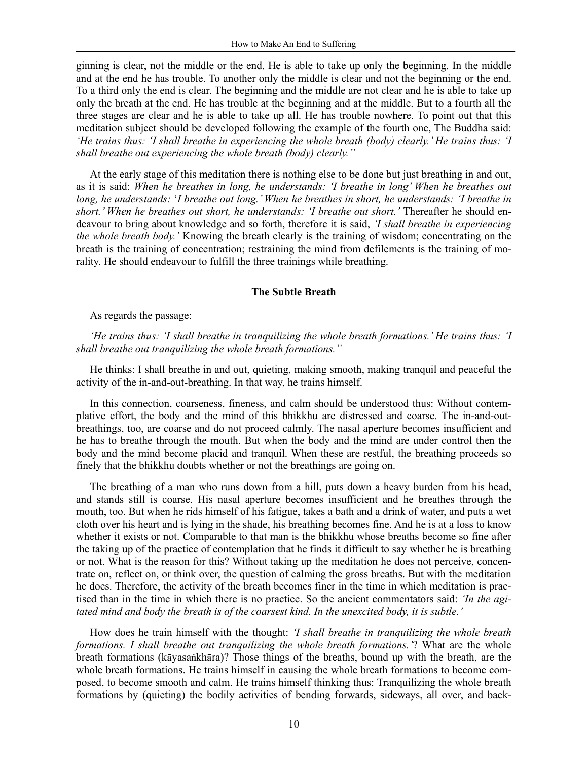ginning is clear, not the middle or the end. He is able to take up only the beginning. In the middle and at the end he has trouble. To another only the middle is clear and not the beginning or the end. To a third only the end is clear. The beginning and the middle are not clear and he is able to take up only the breath at the end. He has trouble at the beginning and at the middle. But to a fourth all the three stages are clear and he is able to take up all. He has trouble nowhere. To point out that this meditation subject should be developed following the example of the fourth one, The Buddha said: *'He trains thus: 'I shall breathe in experiencing the whole breath (body) clearly.' He trains thus: 'I shall breathe out experiencing the whole breath (body) clearly."*

At the early stage of this meditation there is nothing else to be done but just breathing in and out, as it is said: *When he breathes in long, he understands: 'I breathe in long' When he breathes out long, he understands:* '*I breathe out long.' When he breathes in short, he understands: 'I breathe in short.' When he breathes out short, he understands: 'I breathe out short.'* Thereafter he should endeavour to bring about knowledge and so forth, therefore it is said, *'I shall breathe in experiencing the whole breath body.'* Knowing the breath clearly is the training of wisdom; concentrating on the breath is the training of concentration; restraining the mind from defilements is the training of morality. He should endeavour to fulfill the three trainings while breathing.

**The Subtle Breath**

As regards the passage:

*'He trains thus: 'I shall breathe in tranquilizing the whole breath formations.' He trains thus: 'I shall breathe out tranquilizing the whole breath formations."*

He thinks: I shall breathe in and out, quieting, making smooth, making tranquil and peaceful the activity of the in-and-out-breathing. In that way, he trains himself.

In this connection, coarseness, fineness, and calm should be understood thus: Without contemplative effort, the body and the mind of this bhikkhu are distressed and coarse. The in-and-out-breathings, too, are coarse and do not proceed calmly. The nasal aperture becomes insufficient and he has to breathe through the mouth. But when the body and the mind are under control then the body and the mind become placid and tranquil. When these are restful, the breathing proceeds so finely that the bhikkhu doubts whether or not the breathings are going on.

The breathing of a man who runs down from a hill, puts down a heavy burden from his head, and stands still is coarse. His nasal aperture becomes insufficient and he breathes through the mouth, too. But when he rids himself of his fatigue, takes a bath and a drink of water, and puts a wet cloth over his heart and is lying in the shade, his breathing becomes fine. And he is at a loss to know whether it exists or not. Comparable to that man is the bhikkhu whose breaths become so fine after the taking up of the practice of contemplation that he finds it difficult to say whether he is breathing or not. What is the reason for this? Without taking up the meditation he does not perceive, concentrate on, reflect on, or think over, the question of calming the gross breaths. But with the meditation he does. Therefore, the activity of the breath becomes finer in the time in which meditation is practised than in the time in which there is no practice. So the ancient commentators said: *'In the agitated mind and body the breath is of the coarsest kind. In the unexcited body, it is subtle.'*

How does he train himself with the thought: *'I shall breathe in tranquilizing the whole breath formations. I shall breathe out tranquilizing the whole breath formations."*? What are the whole breath formations (kāyasaṅkhāra)? Those things of the breaths, bound up with the breath, are the whole breath formations. He trains himself in causing the whole breath formations to become composed, to become smooth and calm. He trains himself thinking thus: Tranquilizing the whole breath formations by (quieting) the bodily activities of bending forwards, sideways, all over, and back-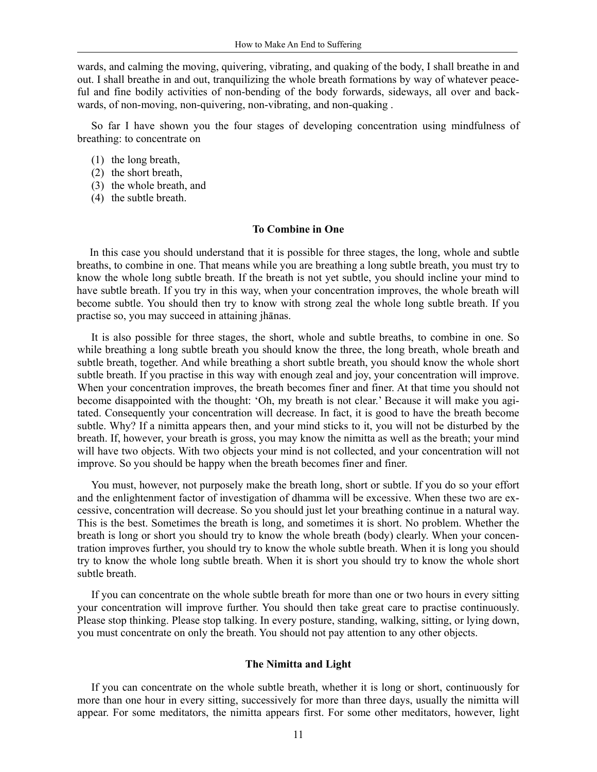wards, and calming the moving, quivering, vibrating, and quaking of the body, I shall breathe in and out. I shall breathe in and out, tranquilizing the whole breath formations by way of whatever peaceful and fine bodily activities of non-bending of the body forwards, sideways, all over and backwards, of non-moving, non-quivering, non-vibrating, and non-quaking .

So far I have shown you the four stages of developing concentration using mindfulness of breathing: to concentrate on

(1) the long breath,
(2) the short breath,
(3) the whole breath, and
(4) the subtle breath.

### To Combine in One

In this case you should understand that it is possible for three stages, the long, whole and subtle breaths, to combine in one. That means while you are breathing a long subtle breath, you must try to know the whole long subtle breath. If the breath is not yet subtle, you should incline your mind to have subtle breath. If you try in this way, when your concentration improves, the whole breath will become subtle. You should then try to know with strong zeal the whole long subtle breath. If you practise so, you may succeed in attaining jhānas.

It is also possible for three stages, the short, whole and subtle breaths, to combine in one. So while breathing a long subtle breath you should know the three, the long breath, whole breath and subtle breath, together. And while breathing a short subtle breath, you should know the whole short subtle breath. If you practise in this way with enough zeal and joy, your concentration will improve. When your concentration improves, the breath becomes finer and finer. At that time you should not become disappointed with the thought: 'Oh, my breath is not clear.' Because it will make you agitated. Consequently your concentration will decrease. In fact, it is good to have the breath become subtle. Why? If a nimitta appears then, and your mind sticks to it, you will not be disturbed by the breath. If, however, your breath is gross, you may know the nimitta as well as the breath; your mind will have two objects. With two objects your mind is not collected, and your concentration will not improve. So you should be happy when the breath becomes finer and finer.

You must, however, not purposely make the breath long, short or subtle. If you do so your effort and the enlightenment factor of investigation of dhamma will be excessive. When these two are excessive, concentration will decrease. So you should just let your breathing continue in a natural way. This is the best. Sometimes the breath is long, and sometimes it is short. No problem. Whether the breath is long or short you should try to know the whole breath (body) clearly. When your concentration improves further, you should try to know the whole subtle breath. When it is long you should try to know the whole long subtle breath. When it is short you should try to know the whole short subtle breath.

If you can concentrate on the whole subtle breath for more than one or two hours in every sitting your concentration will improve further. You should then take great care to practise continuously. Please stop thinking. Please stop talking. In every posture, standing, walking, sitting, or lying down, you must concentrate on only the breath. You should not pay attention to any other objects.

### The Nimitta and Light

If you can concentrate on the whole subtle breath, whether it is long or short, continuously for more than one hour in every sitting, successively for more than three days, usually the nimitta will appear. For some meditators, the nimitta appears first. For some other meditators, however, light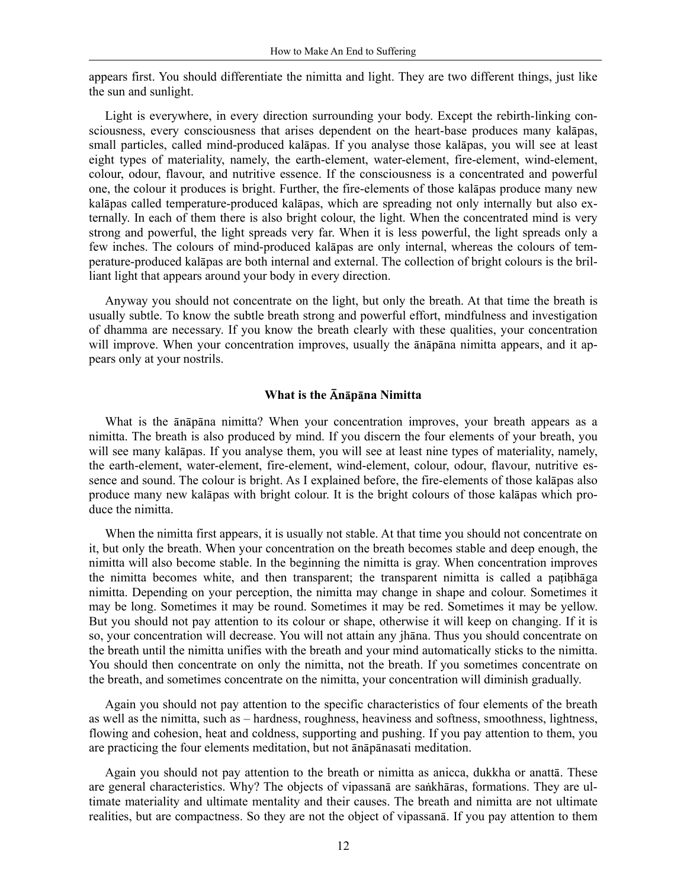appears first. You should differentiate the nimitta and light. They are two different things, just like the sun and sunlight.

Light is everywhere, in every direction surrounding your body. Except the rebirth-linking consciousness, every consciousness that arises dependent on the heart-base produces many kalāpas, small particles, called mind-produced kalāpas. If you analyse those kalāpas, you will see at least eight types of materiality, namely, the earth-element, water-element, fire-element, wind-element, colour, odour, flavour, and nutritive essence. If the consciousness is a concentrated and powerful one, the colour it produces is bright. Further, the fire-elements of those kalāpas produce many new kalāpas called temperature-produced kalāpas, which are spreading not only internally but also externally. In each of them there is also bright colour, the light. When the concentrated mind is very strong and powerful, the light spreads very far. When it is less powerful, the light spreads only a few inches. The colours of mind-produced kalāpas are only internal, whereas the colours of temperature-produced kalāpas are both internal and external. The collection of bright colours is the brilliant light that appears around your body in every direction.

Anyway you should not concentrate on the light, but only the breath. At that time the breath is usually subtle. To know the subtle breath strong and powerful effort, mindfulness and investigation of dhamma are necessary. If you know the breath clearly with these qualities, your concentration will improve. When your concentration improves, usually the ānāpāna nimitta appears, and it appears only at your nostrils.

### What is the Ānāpāna Nimitta

What is the ānāpāna nimitta? When your concentration improves, your breath appears as a nimitta. The breath is also produced by mind. If you discern the four elements of your breath, you will see many kalāpas. If you analyse them, you will see at least nine types of materiality, namely, the earth-element, water-element, fire-element, wind-element, colour, odour, flavour, nutritive essence and sound. The colour is bright. As I explained before, the fire-elements of those kalāpas also produce many new kalāpas with bright colour. It is the bright colours of those kalāpas which produce the nimitta.

When the nimitta first appears, it is usually not stable. At that time you should not concentrate on it, but only the breath. When your concentration on the breath becomes stable and deep enough, the nimitta will also become stable. In the beginning the nimitta is gray. When concentration improves the nimitta becomes white, and then transparent; the transparent nimitta is called a paṭibhāga nimitta. Depending on your perception, the nimitta may change in shape and colour. Sometimes it may be long. Sometimes it may be round. Sometimes it may be red. Sometimes it may be yellow. But you should not pay attention to its colour or shape, otherwise it will keep on changing. If it is so, your concentration will decrease. You will not attain any jhāna. Thus you should concentrate on the breath until the nimitta unifies with the breath and your mind automatically sticks to the nimitta. You should then concentrate on only the nimitta, not the breath. If you sometimes concentrate on the breath, and sometimes concentrate on the nimitta, your concentration will diminish gradually.

Again you should not pay attention to the specific characteristics of four elements of the breath as well as the nimitta, such as – hardness, roughness, heaviness and softness, smoothness, lightness, flowing and cohesion, heat and coldness, supporting and pushing. If you pay attention to them, you are practicing the four elements meditation, but not ānāpānasati meditation.

Again you should not pay attention to the breath or nimitta as anicca, dukkha or anattā. These are general characteristics. Why? The objects of vipassanā are saṅkhāras, formations. They are ultimate materiality and ultimate mentality and their causes. The breath and nimitta are not ultimate realities, but are compactness. So they are not the object of vipassanā. If you pay attention to them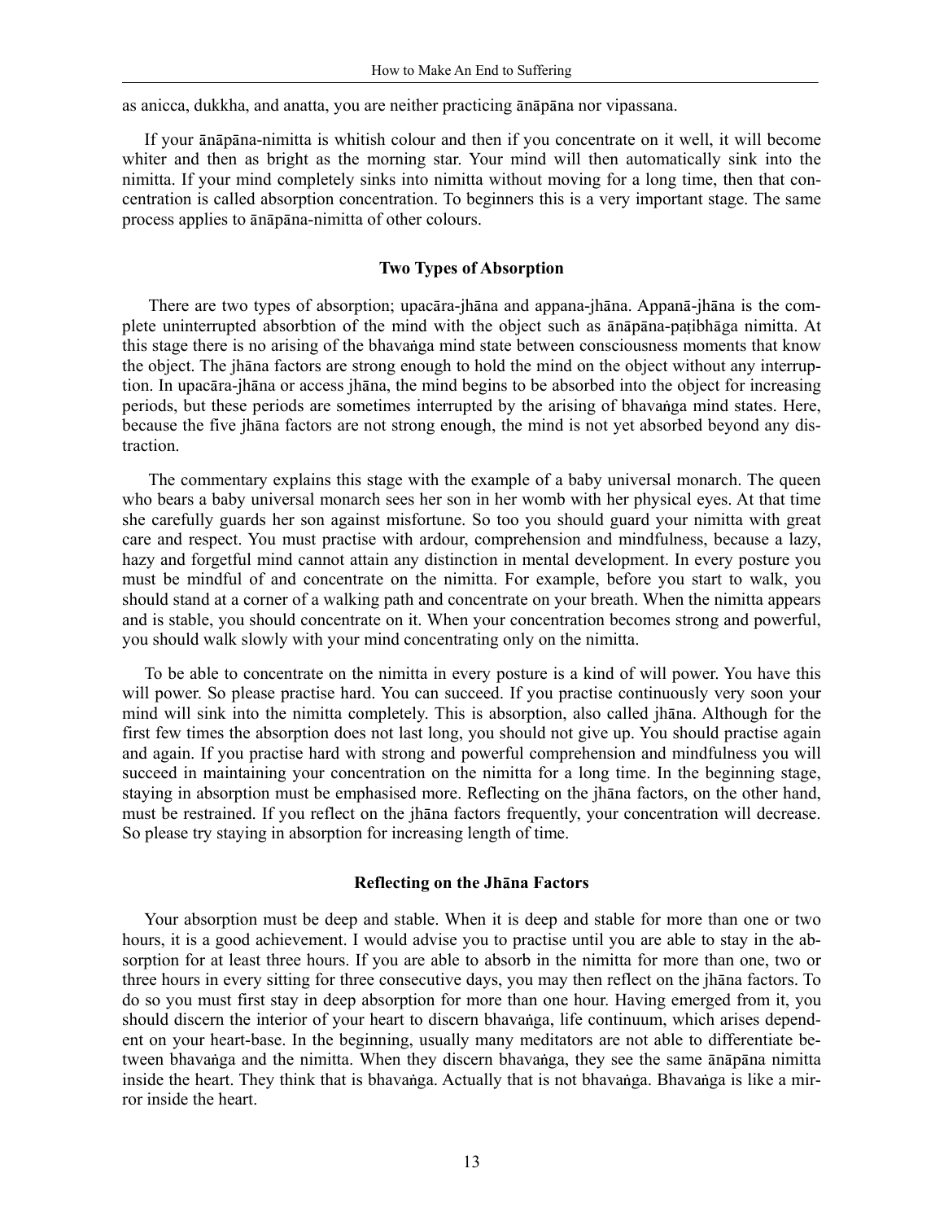as anicca, dukkha, and anatta, you are neither practicing ānāpāna nor vipassana.

If your ānāpāna-nimitta is whitish colour and then if you concentrate on it well, it will become whiter and then as bright as the morning star. Your mind will then automatically sink into the nimitta. If your mind completely sinks into nimitta without moving for a long time, then that concentration is called absorption concentration. To beginners this is a very important stage. The same process applies to ānāpāna-nimitta of other colours.

### Two Types of Absorption

There are two types of absorption; upacāra-jhāna and appana-jhāna. Appanā-jhāna is the complete uninterrupted absorbtion of the mind with the object such as ānāpāna-paṭibhāga nimitta. At this stage there is no arising of the bhavaṅga mind state between consciousness moments that know the object. The jhāna factors are strong enough to hold the mind on the object without any interruption. In upacāra-jhāna or access jhāna, the mind begins to be absorbed into the object for increasing periods, but these periods are sometimes interrupted by the arising of bhavaṅga mind states. Here, because the five jhāna factors are not strong enough, the mind is not yet absorbed beyond any distraction.

The commentary explains this stage with the example of a baby universal monarch. The queen who bears a baby universal monarch sees her son in her womb with her physical eyes. At that time she carefully guards her son against misfortune. So too you should guard your nimitta with great care and respect. You must practise with ardour, comprehension and mindfulness, because a lazy, hazy and forgetful mind cannot attain any distinction in mental development. In every posture you must be mindful of and concentrate on the nimitta. For example, before you start to walk, you should stand at a corner of a walking path and concentrate on your breath. When the nimitta appears and is stable, you should concentrate on it. When your concentration becomes strong and powerful, you should walk slowly with your mind concentrating only on the nimitta.

To be able to concentrate on the nimitta in every posture is a kind of will power. You have this will power. So please practise hard. You can succeed. If you practise continuously very soon your mind will sink into the nimitta completely. This is absorption, also called jhāna. Although for the first few times the absorption does not last long, you should not give up. You should practise again and again. If you practise hard with strong and powerful comprehension and mindfulness you will succeed in maintaining your concentration on the nimitta for a long time. In the beginning stage, staying in absorption must be emphasised more. Reflecting on the jhāna factors, on the other hand, must be restrained. If you reflect on the jhāna factors frequently, your concentration will decrease. So please try staying in absorption for increasing length of time.

### Reflecting on the Jhāna Factors

Your absorption must be deep and stable. When it is deep and stable for more than one or two hours, it is a good achievement. I would advise you to practise until you are able to stay in the absorption for at least three hours. If you are able to absorb in the nimitta for more than one, two or three hours in every sitting for three consecutive days, you may then reflect on the jhāna factors. To do so you must first stay in deep absorption for more than one hour. Having emerged from it, you should discern the interior of your heart to discern bhavaṅga, life continuum, which arises dependent on your heart-base. In the beginning, usually many meditators are not able to differentiate between bhavaṅga and the nimitta. When they discern bhavaṅga, they see the same ānāpāna nimitta inside the heart. They think that is bhavaṅga. Actually that is not bhavaṅga. Bhavaṅga is like a mirror inside the heart.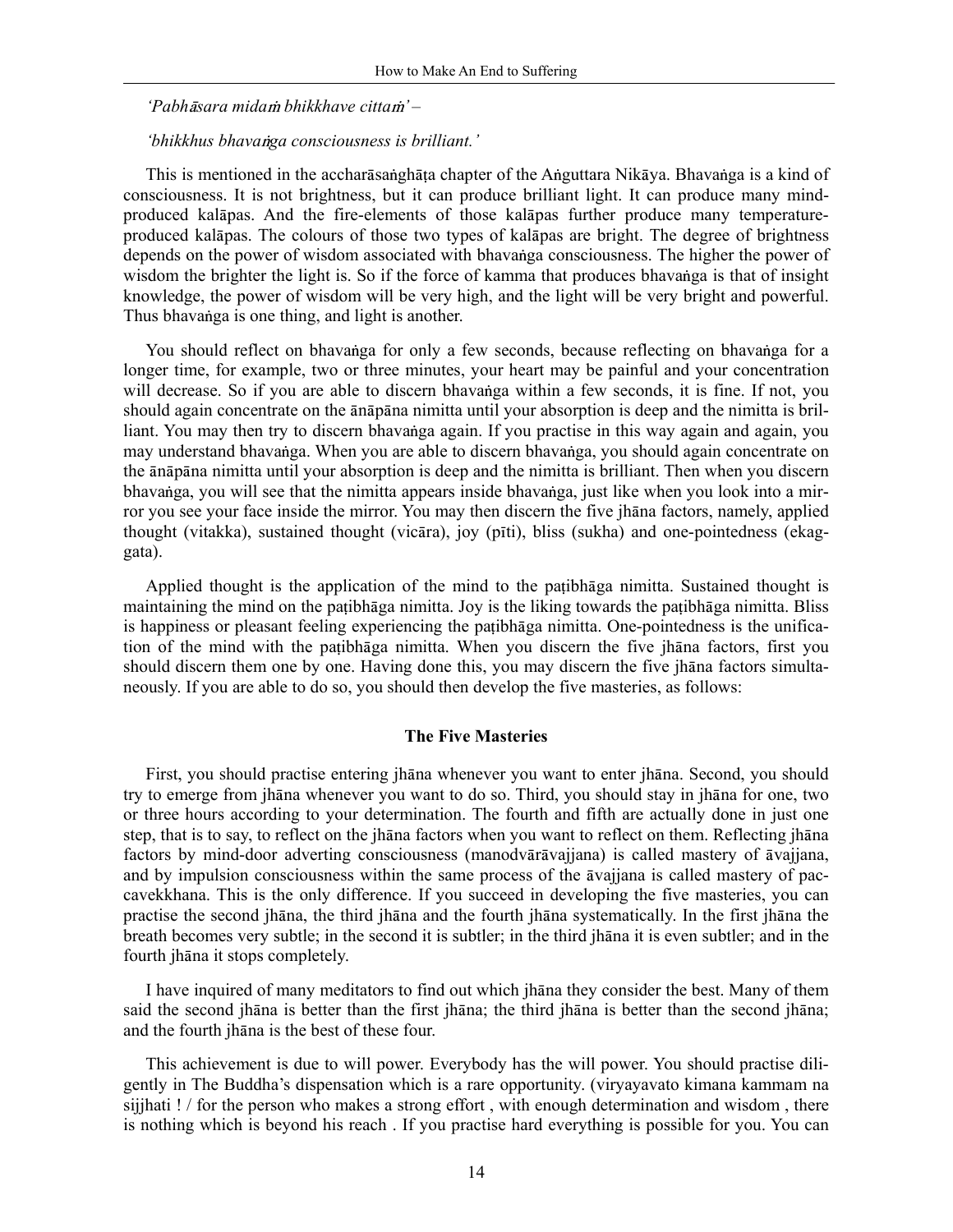*'Pabhāsara midaṁ bhikkhave cittaṁ' –*

*'bhikkhus bhavaṅga consciousness is brilliant.'*

This is mentioned in the accharāsaṅghāṭa chapter of the Aṅguttara Nikāya. Bhavaṅga is a kind of consciousness. It is not brightness, but it can produce brilliant light. It can produce many mind-produced kalāpas. And the fire-elements of those kalāpas further produce many temperature-produced kalāpas. The colours of those two types of kalāpas are bright. The degree of brightness depends on the power of wisdom associated with bhavaṅga consciousness. The higher the power of wisdom the brighter the light is. So if the force of kamma that produces bhavaṅga is that of insight knowledge, the power of wisdom will be very high, and the light will be very bright and powerful. Thus bhavaṅga is one thing, and light is another.

You should reflect on bhavaṅga for only a few seconds, because reflecting on bhavaṅga for a longer time, for example, two or three minutes, your heart may be painful and your concentration will decrease. So if you are able to discern bhavaṅga within a few seconds, it is fine. If not, you should again concentrate on the ānāpāna nimitta until your absorption is deep and the nimitta is brilliant. You may then try to discern bhavaṅga again. If you practise in this way again and again, you may understand bhavaṅga. When you are able to discern bhavaṅga, you should again concentrate on the ānāpāna nimitta until your absorption is deep and the nimitta is brilliant. Then when you discern bhavaṅga, you will see that the nimitta appears inside bhavaṅga, just like when you look into a mirror you see your face inside the mirror. You may then discern the five jhāna factors, namely, applied thought (vitakka), sustained thought (vicāra), joy (pīti), bliss (sukha) and one-pointedness (ekaggata).

Applied thought is the application of the mind to the paṭibhāga nimitta. Sustained thought is maintaining the mind on the paṭibhāga nimitta. Joy is the liking towards the paṭibhāga nimitta. Bliss is happiness or pleasant feeling experiencing the paṭibhāga nimitta. One-pointedness is the unification of the mind with the paṭibhāga nimitta. When you discern the five jhāna factors, first you should discern them one by one. Having done this, you may discern the five jhāna factors simultaneously. If you are able to do so, you should then develop the five masteries, as follows:

### The Five Masteries

First, you should practise entering jhāna whenever you want to enter jhāna. Second, you should try to emerge from jhāna whenever you want to do so. Third, you should stay in jhāna for one, two or three hours according to your determination. The fourth and fifth are actually done in just one step, that is to say, to reflect on the jhāna factors when you want to reflect on them. Reflecting jhāna factors by mind-door adverting consciousness (manodvārāvajjana) is called mastery of āvajjana, and by impulsion consciousness within the same process of the āvajjana is called mastery of paccavekkhana. This is the only difference. If you succeed in developing the five masteries, you can practise the second jhāna, the third jhāna and the fourth jhāna systematically. In the first jhāna the breath becomes very subtle; in the second it is subtler; in the third jhāna it is even subtler; and in the fourth jhāna it stops completely.

I have inquired of many meditators to find out which jhāna they consider the best. Many of them said the second jhāna is better than the first jhāna; the third jhāna is better than the second jhāna; and the fourth jhāna is the best of these four.

This achievement is due to will power. Everybody has the will power. You should practise diligently in The Buddha's dispensation which is a rare opportunity. (viryayavato kimana kammam na sijjhati ! / for the person who makes a strong effort , with enough determination and wisdom , there is nothing which is beyond his reach . If you practise hard everything is possible for you. You can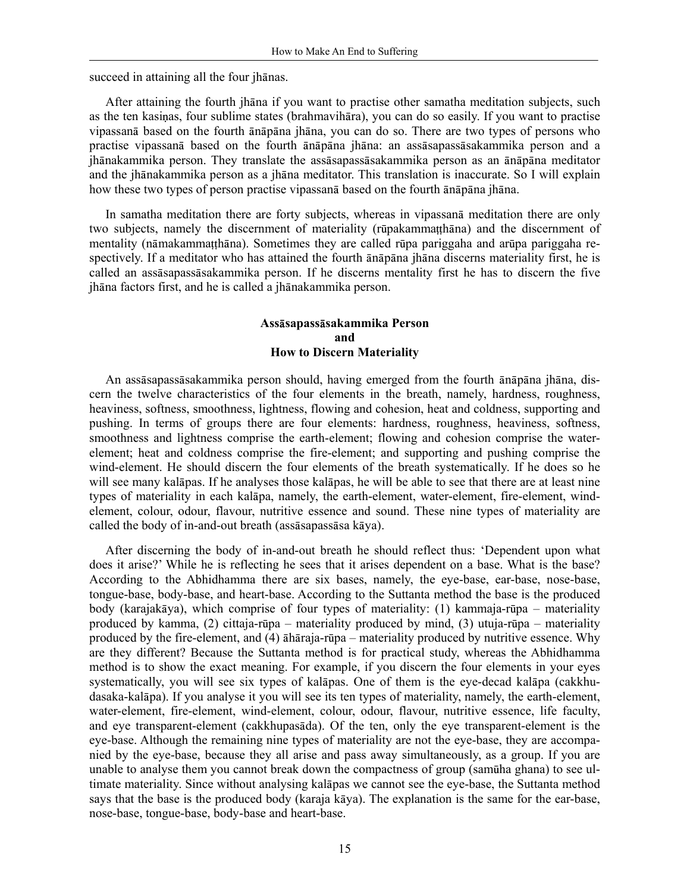succeed in attaining all the four jhānas.

After attaining the fourth jhāna if you want to practise other samatha meditation subjects, such as the ten kasiṇas, four sublime states (brahmavihāra), you can do so easily. If you want to practise vipassanā based on the fourth ānāpāna jhāna, you can do so. There are two types of persons who practise vipassanā based on the fourth ānāpāna jhāna: an assāsapassāsakammika person and a jhānakammika person. They translate the assāsapassāsakammika person as an ānāpāna meditator and the jhānakammika person as a jhāna meditator. This translation is inaccurate. So I will explain how these two types of person practise vipassanā based on the fourth ānāpāna jhāna.

In samatha meditation there are forty subjects, whereas in vipassanā meditation there are only two subjects, namely the discernment of materiality (rūpakammaṭṭhāna) and the discernment of mentality (nāmakammaṭṭhāna). Sometimes they are called rūpa pariggaha and arūpa pariggaha respectively. If a meditator who has attained the fourth ānāpāna jhāna discerns materiality first, he is called an assāsapassāsakammika person. If he discerns mentality first he has to discern the five jhāna factors first, and he is called a jhānakammika person.

### Assāsapassāsakammika Person and How to Discern Materiality

An assāsapassāsakammika person should, having emerged from the fourth ānāpāna jhāna, discern the twelve characteristics of the four elements in the breath, namely, hardness, roughness, heaviness, softness, smoothness, lightness, flowing and cohesion, heat and coldness, supporting and pushing. In terms of groups there are four elements: hardness, roughness, heaviness, softness, smoothness and lightness comprise the earth-element; flowing and cohesion comprise the water-element; heat and coldness comprise the fire-element; and supporting and pushing comprise the wind-element. He should discern the four elements of the breath systematically. If he does so he will see many kalāpas. If he analyses those kalāpas, he will be able to see that there are at least nine types of materiality in each kalāpa, namely, the earth-element, water-element, fire-element, wind-element, colour, odour, flavour, nutritive essence and sound. These nine types of materiality are called the body of in-and-out breath (assāsapassāsa kāya).

After discerning the body of in-and-out breath he should reflect thus: 'Dependent upon what does it arise?' While he is reflecting he sees that it arises dependent on a base. What is the base? According to the Abhidhamma there are six bases, namely, the eye-base, ear-base, nose-base, tongue-base, body-base, and heart-base. According to the Suttanta method the base is the produced body (karajakāya), which comprise of four types of materiality: (1) kammaja-rūpa – materiality produced by kamma, (2) cittaja-rūpa – materiality produced by mind, (3) utuja-rūpa – materiality produced by the fire-element, and (4) āhāraja-rūpa – materiality produced by nutritive essence. Why are they different? Because the Suttanta method is for practical study, whereas the Abhidhamma method is to show the exact meaning. For example, if you discern the four elements in your eyes systematically, you will see six types of kalāpas. One of them is the eye-decad kalāpa (cakkhu-dasaka-kalāpa). If you analyse it you will see its ten types of materiality, namely, the earth-element, water-element, fire-element, wind-element, colour, odour, flavour, nutritive essence, life faculty, and eye transparent-element (cakkhupasāda). Of the ten, only the eye transparent-element is the eye-base. Although the remaining nine types of materiality are not the eye-base, they are accompanied by the eye-base, because they all arise and pass away simultaneously, as a group. If you are unable to analyse them you cannot break down the compactness of group (samūha ghana) to see ultimate materiality. Since without analysing kalāpas we cannot see the eye-base, the Suttanta method says that the base is the produced body (karaja kāya). The explanation is the same for the ear-base, nose-base, tongue-base, body-base and heart-base.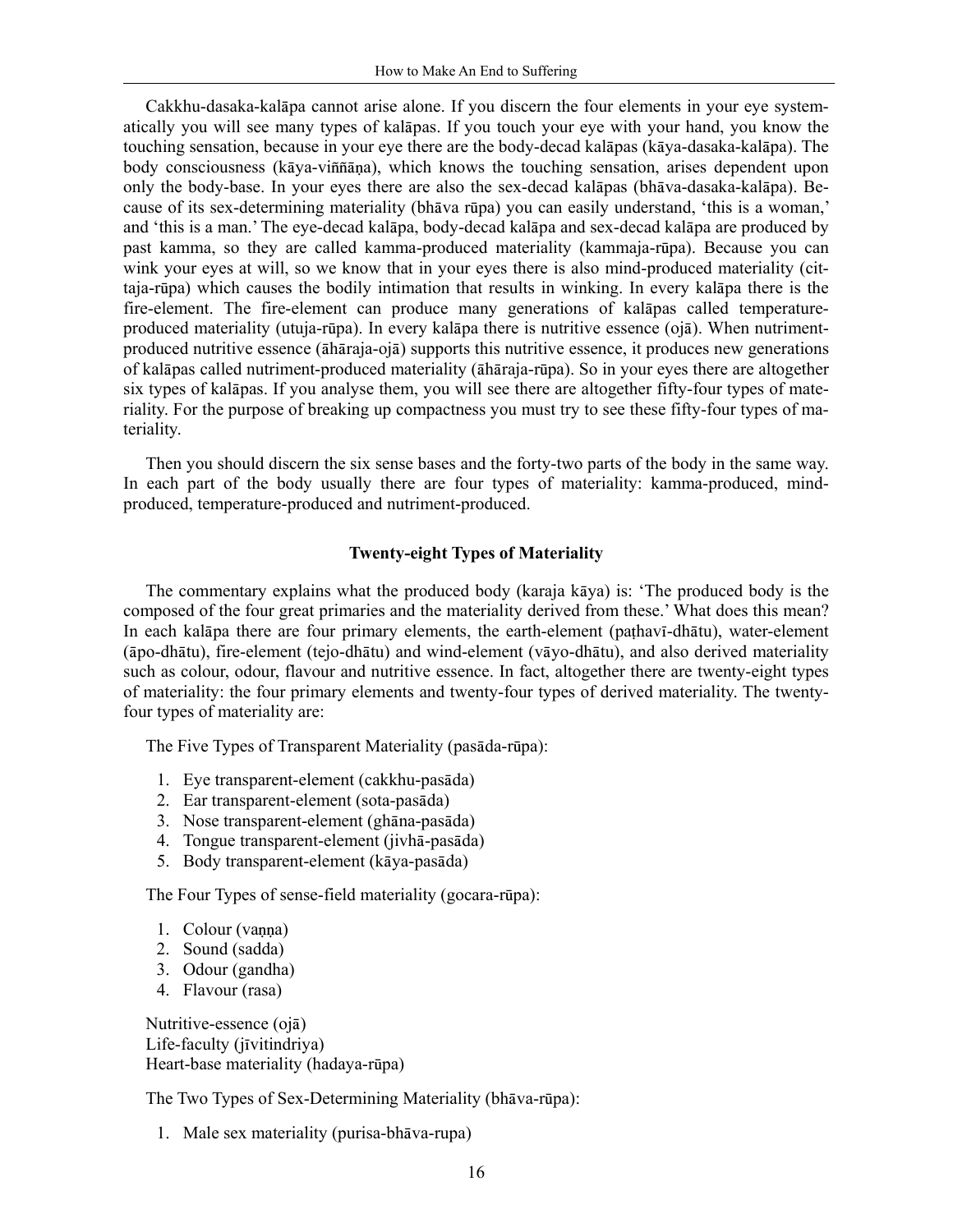Cakkhu-dasaka-kalāpa cannot arise alone. If you discern the four elements in your eye systematically you will see many types of kalāpas. If you touch your eye with your hand, you know the touching sensation, because in your eye there are the body-decad kalāpas (kāya-dasaka-kalāpa). The body consciousness (kāya-viññāṇa), which knows the touching sensation, arises dependent upon only the body-base. In your eyes there are also the sex-decad kalāpas (bhāva-dasaka-kalāpa). Because of its sex-determining materiality (bhāva rūpa) you can easily understand, 'this is a woman,' and 'this is a man.' The eye-decad kalāpa, body-decad kalāpa and sex-decad kalāpa are produced by past kamma, so they are called kamma-produced materiality (kammaja-rūpa). Because you can wink your eyes at will, so we know that in your eyes there is also mind-produced materiality (cittaja-rūpa) which causes the bodily intimation that results in winking. In every kalāpa there is the fire-element. The fire-element can produce many generations of kalāpas called temperature-produced materiality (utuja-rūpa). In every kalāpa there is nutritive essence (ojā). When nutriment-produced nutritive essence (āhāraja-ojā) supports this nutritive essence, it produces new generations of kalāpas called nutriment-produced materiality (āhāraja-rūpa). So in your eyes there are altogether six types of kalāpas. If you analyse them, you will see there are altogether fifty-four types of materiality. For the purpose of breaking up compactness you must try to see these fifty-four types of materiality.

Then you should discern the six sense bases and the forty-two parts of the body in the same way. In each part of the body usually there are four types of materiality: kamma-produced, mind-produced, temperature-produced and nutriment-produced.

### Twenty-eight Types of Materiality

The commentary explains what the produced body (karaja kāya) is: 'The produced body is the composed of the four great primaries and the materiality derived from these.' What does this mean? In each kalāpa there are four primary elements, the earth-element (paṭhavī-dhātu), water-element (āpo-dhātu), fire-element (tejo-dhātu) and wind-element (vāyo-dhātu), and also derived materiality such as colour, odour, flavour and nutritive essence. In fact, altogether there are twenty-eight types of materiality: the four primary elements and twenty-four types of derived materiality. The twenty-four types of materiality are:

The Five Types of Transparent Materiality (pasāda-rūpa):

1. Eye transparent-element (cakkhu-pasāda)
2. Ear transparent-element (sota-pasāda)
3. Nose transparent-element (ghāna-pasāda)
4. Tongue transparent-element (jivhā-pasāda)
5. Body transparent-element (kāya-pasāda)

The Four Types of sense-field materiality (gocara-rūpa):

1. Colour (vaṇṇa)
2. Sound (sadda)
3. Odour (gandha)
4. Flavour (rasa)

Nutritive-essence (ojā)
Life-faculty (jīvitindriya)
Heart-base materiality (hadaya-rūpa)

The Two Types of Sex-Determining Materiality (bhāva-rūpa):

1. Male sex materiality (purisa-bhāva-rupa)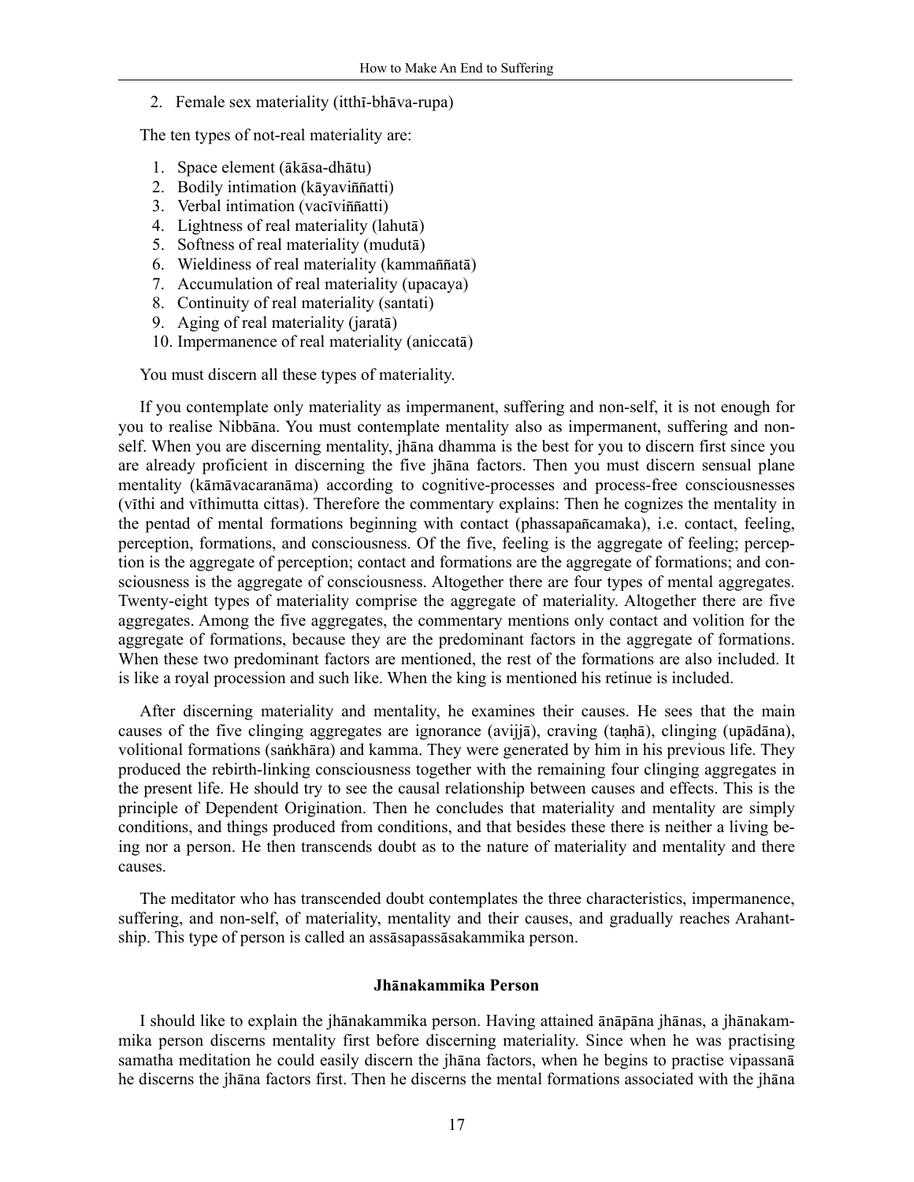2. Female sex materiality (itthī-bhāva-rupa)

The ten types of not-real materiality are:

1. Space element (ākāsa-dhātu)
2. Bodily intimation (kāyaviññatti)
3. Verbal intimation (vacīviññatti)
4. Lightness of real materiality (lahutā)
5. Softness of real materiality (mudutā)
6. Wieldiness of real materiality (kammaññatā)
7. Accumulation of real materiality (upacaya)
8. Continuity of real materiality (santati)
9. Aging of real materiality (jaratā)
10. Impermanence of real materiality (aniccatā)

You must discern all these types of materiality.

If you contemplate only materiality as impermanent, suffering and non-self, it is not enough for you to realise Nibbāna. You must contemplate mentality also as impermanent, suffering and non-self. When you are discerning mentality, jhāna dhamma is the best for you to discern first since you are already proficient in discerning the five jhāna factors. Then you must discern sensual plane mentality (kāmāvacaranāma) according to cognitive-processes and process-free consciousnesses (vīthi and vīthimutta cittas). Therefore the commentary explains: Then he cognizes the mentality in the pentad of mental formations beginning with contact (phassapañcamaka), i.e. contact, feeling, perception, formations, and consciousness. Of the five, feeling is the aggregate of feeling; perception is the aggregate of perception; contact and formations are the aggregate of formations; and consciousness is the aggregate of consciousness. Altogether there are four types of mental aggregates. Twenty-eight types of materiality comprise the aggregate of materiality. Altogether there are five aggregates. Among the five aggregates, the commentary mentions only contact and volition for the aggregate of formations, because they are the predominant factors in the aggregate of formations. When these two predominant factors are mentioned, the rest of the formations are also included. It is like a royal procession and such like. When the king is mentioned his retinue is included.

After discerning materiality and mentality, he examines their causes. He sees that the main causes of the five clinging aggregates are ignorance (avijjā), craving (taṇhā), clinging (upādāna), volitional formations (saṅkhāra) and kamma. They were generated by him in his previous life. They produced the rebirth-linking consciousness together with the remaining four clinging aggregates in the present life. He should try to see the causal relationship between causes and effects. This is the principle of Dependent Origination. Then he concludes that materiality and mentality are simply conditions, and things produced from conditions, and that besides these there is neither a living being nor a person. He then transcends doubt as to the nature of materiality and mentality and there causes.

The meditator who has transcended doubt contemplates the three characteristics, impermanence, suffering, and non-self, of materiality, mentality and their causes, and gradually reaches Arahantship. This type of person is called an assāsapassāsakammika person.

### Jhānakammika Person

I should like to explain the jhānakammika person. Having attained ānāpāna jhānas, a jhānakammika person discerns mentality first before discerning materiality. Since when he was practising samatha meditation he could easily discern the jhāna factors, when he begins to practise vipassanā he discerns the jhāna factors first. Then he discerns the mental formations associated with the jhāna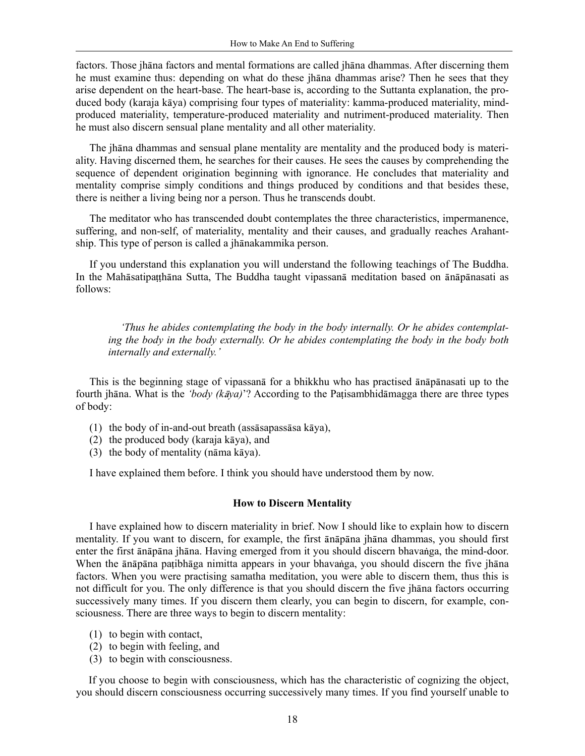factors. Those jhāna factors and mental formations are called jhāna dhammas. After discerning them he must examine thus: depending on what do these jhāna dhammas arise? Then he sees that they arise dependent on the heart-base. The heart-base is, according to the Suttanta explanation, the produced body (karaja kāya) comprising four types of materiality: kamma-produced materiality, mind-produced materiality, temperature-produced materiality and nutriment-produced materiality. Then he must also discern sensual plane mentality and all other materiality.

The jhāna dhammas and sensual plane mentality are mentality and the produced body is materiality. Having discerned them, he searches for their causes. He sees the causes by comprehending the sequence of dependent origination beginning with ignorance. He concludes that materiality and mentality comprise simply conditions and things produced by conditions and that besides these, there is neither a living being nor a person. Thus he transcends doubt.

The meditator who has transcended doubt contemplates the three characteristics, impermanence, suffering, and non-self, of materiality, mentality and their causes, and gradually reaches Arahantship. This type of person is called a jhānakammika person.

If you understand this explanation you will understand the following teachings of The Buddha. In the Mahāsatipaṭṭhāna Sutta, The Buddha taught vipassanā meditation based on ānāpānasati as follows:

> *'Thus he abides contemplating the body in the body internally. Or he abides contemplating the body in the body externally. Or he abides contemplating the body in the body both internally and externally.'*

This is the beginning stage of vipassanā for a bhikkhu who has practised ānāpānasati up to the fourth jhāna. What is the *'body (kāya)*'? According to the Paṭisambhidāmagga there are three types of body:

(1) the body of in-and-out breath (assāsapassāsa kāya),
(2) the produced body (karaja kāya), and
(3) the body of mentality (nāma kāya).

I have explained them before. I think you should have understood them by now.

### How to Discern Mentality

I have explained how to discern materiality in brief. Now I should like to explain how to discern mentality. If you want to discern, for example, the first ānāpāna jhāna dhammas, you should first enter the first ānāpāna jhāna. Having emerged from it you should discern bhavaṅga, the mind-door. When the ānāpāna paṭibhāga nimitta appears in your bhavaṅga, you should discern the five jhāna factors. When you were practising samatha meditation, you were able to discern them, thus this is not difficult for you. The only difference is that you should discern the five jhāna factors occurring successively many times. If you discern them clearly, you can begin to discern, for example, consciousness. There are three ways to begin to discern mentality:

(1) to begin with contact,
(2) to begin with feeling, and
(3) to begin with consciousness.

If you choose to begin with consciousness, which has the characteristic of cognizing the object, you should discern consciousness occurring successively many times. If you find yourself unable to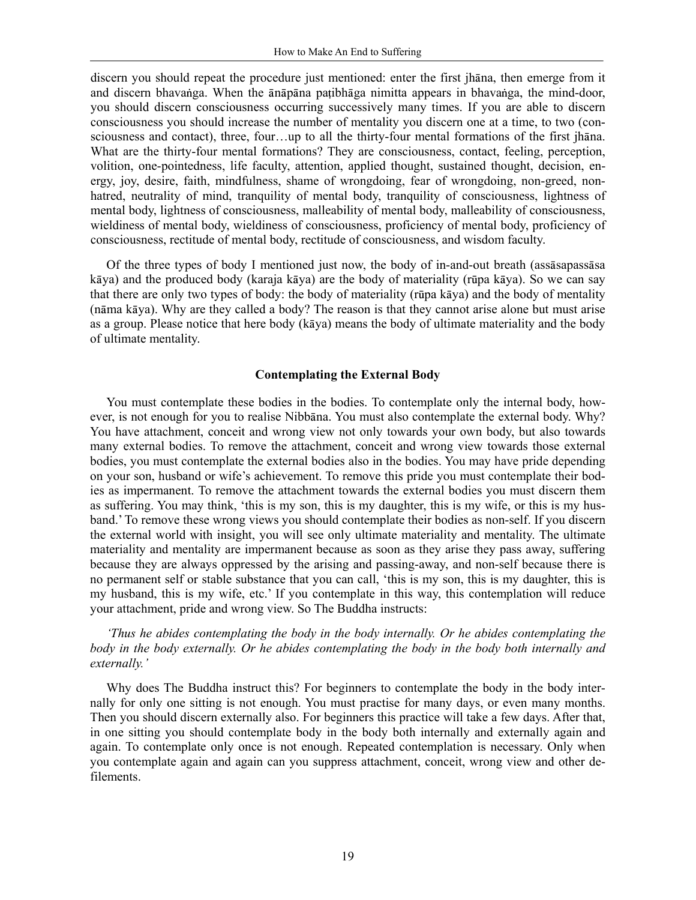discern you should repeat the procedure just mentioned: enter the first jhāna, then emerge from it and discern bhavaṅga. When the ānāpāna paṭibhāga nimitta appears in bhavaṅga, the mind-door, you should discern consciousness occurring successively many times. If you are able to discern consciousness you should increase the number of mentality you discern one at a time, to two (consciousness and contact), three, four…up to all the thirty-four mental formations of the first jhāna. What are the thirty-four mental formations? They are consciousness, contact, feeling, perception, volition, one-pointedness, life faculty, attention, applied thought, sustained thought, decision, energy, joy, desire, faith, mindfulness, shame of wrongdoing, fear of wrongdoing, non-greed, non-hatred, neutrality of mind, tranquility of mental body, tranquility of consciousness, lightness of mental body, lightness of consciousness, malleability of mental body, malleability of consciousness, wieldiness of mental body, wieldiness of consciousness, proficiency of mental body, proficiency of consciousness, rectitude of mental body, rectitude of consciousness, and wisdom faculty.

Of the three types of body I mentioned just now, the body of in-and-out breath (assāsapassāsa kāya) and the produced body (karaja kāya) are the body of materiality (rūpa kāya). So we can say that there are only two types of body: the body of materiality (rūpa kāya) and the body of mentality (nāma kāya). Why are they called a body? The reason is that they cannot arise alone but must arise as a group. Please notice that here body (kāya) means the body of ultimate materiality and the body of ultimate mentality.

### Contemplating the External Body

You must contemplate these bodies in the bodies. To contemplate only the internal body, however, is not enough for you to realise Nibbāna. You must also contemplate the external body. Why? You have attachment, conceit and wrong view not only towards your own body, but also towards many external bodies. To remove the attachment, conceit and wrong view towards those external bodies, you must contemplate the external bodies also in the bodies. You may have pride depending on your son, husband or wife's achievement. To remove this pride you must contemplate their bodies as impermanent. To remove the attachment towards the external bodies you must discern them as suffering. You may think, 'this is my son, this is my daughter, this is my wife, or this is my husband.' To remove these wrong views you should contemplate their bodies as non-self. If you discern the external world with insight, you will see only ultimate materiality and mentality. The ultimate materiality and mentality are impermanent because as soon as they arise they pass away, suffering because they are always oppressed by the arising and passing-away, and non-self because there is no permanent self or stable substance that you can call, 'this is my son, this is my daughter, this is my husband, this is my wife, etc.' If you contemplate in this way, this contemplation will reduce your attachment, pride and wrong view. So The Buddha instructs:

*'Thus he abides contemplating the body in the body internally. Or he abides contemplating the body in the body externally. Or he abides contemplating the body in the body both internally and externally.'*

Why does The Buddha instruct this? For beginners to contemplate the body in the body internally for only one sitting is not enough. You must practise for many days, or even many months. Then you should discern externally also. For beginners this practice will take a few days. After that, in one sitting you should contemplate body in the body both internally and externally again and again. To contemplate only once is not enough. Repeated contemplation is necessary. Only when you contemplate again and again can you suppress attachment, conceit, wrong view and other defilements.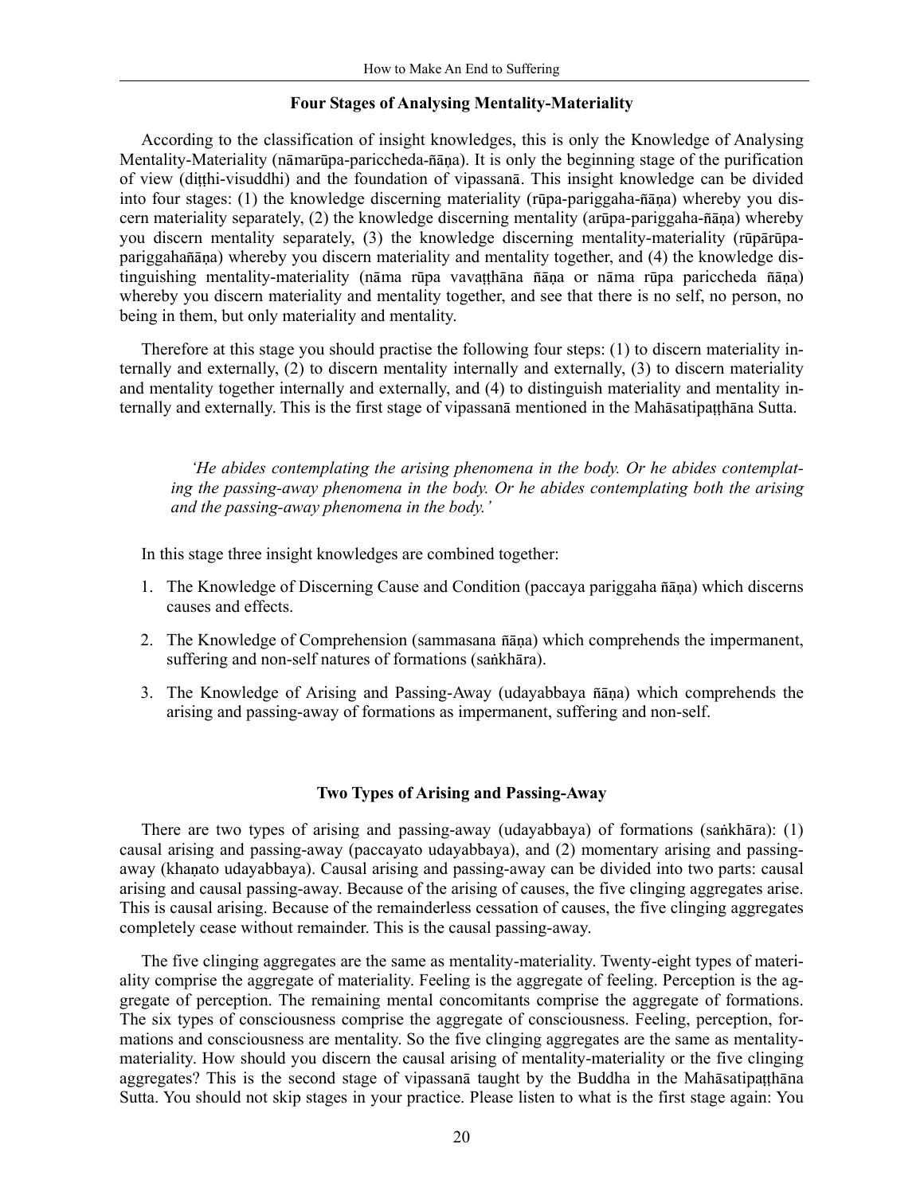### Four Stages of Analysing Mentality-Materiality

According to the classification of insight knowledges, this is only the Knowledge of Analysing Mentality-Materiality (nāmarūpa-pariccheda-ñāṇa). It is only the beginning stage of the purification of view (diṭṭhi-visuddhi) and the foundation of vipassanā. This insight knowledge can be divided into four stages: (1) the knowledge discerning materiality (rūpa-pariggaha-ñāṇa) whereby you discern materiality separately, (2) the knowledge discerning mentality (arūpa-pariggaha-ñāṇa) whereby you discern mentality separately, (3) the knowledge discerning mentality-materiality (rūpārūpa-pariggahañāṇa) whereby you discern materiality and mentality together, and (4) the knowledge distinguishing mentality-materiality (nāma rūpa vavaṭṭhāna ñāṇa or nāma rūpa pariccheda ñāṇa) whereby you discern materiality and mentality together, and see that there is no self, no person, no being in them, but only materiality and mentality.

Therefore at this stage you should practise the following four steps: (1) to discern materiality internally and externally, (2) to discern mentality internally and externally, (3) to discern materiality and mentality together internally and externally, and (4) to distinguish materiality and mentality internally and externally. This is the first stage of vipassanā mentioned in the Mahāsatipaṭṭhāna Sutta.

> *'He abides contemplating the arising phenomena in the body. Or he abides contemplating the passing-away phenomena in the body. Or he abides contemplating both the arising and the passing-away phenomena in the body.'*

In this stage three insight knowledges are combined together:

1. The Knowledge of Discerning Cause and Condition (paccaya pariggaha ñāṇa) which discerns causes and effects.
2. The Knowledge of Comprehension (sammasana ñāṇa) which comprehends the impermanent, suffering and non-self natures of formations (saṅkhāra).
3. The Knowledge of Arising and Passing-Away (udayabbaya ñāṇa) which comprehends the arising and passing-away of formations as impermanent, suffering and non-self.

### Two Types of Arising and Passing-Away

There are two types of arising and passing-away (udayabbaya) of formations (saṅkhāra): (1) causal arising and passing-away (paccayato udayabbaya), and (2) momentary arising and passing-away (khaṇato udayabbaya). Causal arising and passing-away can be divided into two parts: causal arising and causal passing-away. Because of the arising of causes, the five clinging aggregates arise. This is causal arising. Because of the remainderless cessation of causes, the five clinging aggregates completely cease without remainder. This is the causal passing-away.

The five clinging aggregates are the same as mentality-materiality. Twenty-eight types of materiality comprise the aggregate of materiality. Feeling is the aggregate of feeling. Perception is the aggregate of perception. The remaining mental concomitants comprise the aggregate of formations. The six types of consciousness comprise the aggregate of consciousness. Feeling, perception, formations and consciousness are mentality. So the five clinging aggregates are the same as mentality-materiality. How should you discern the causal arising of mentality-materiality or the five clinging aggregates? This is the second stage of vipassanā taught by the Buddha in the Mahāsatipaṭṭhāna Sutta. You should not skip stages in your practice. Please listen to what is the first stage again: You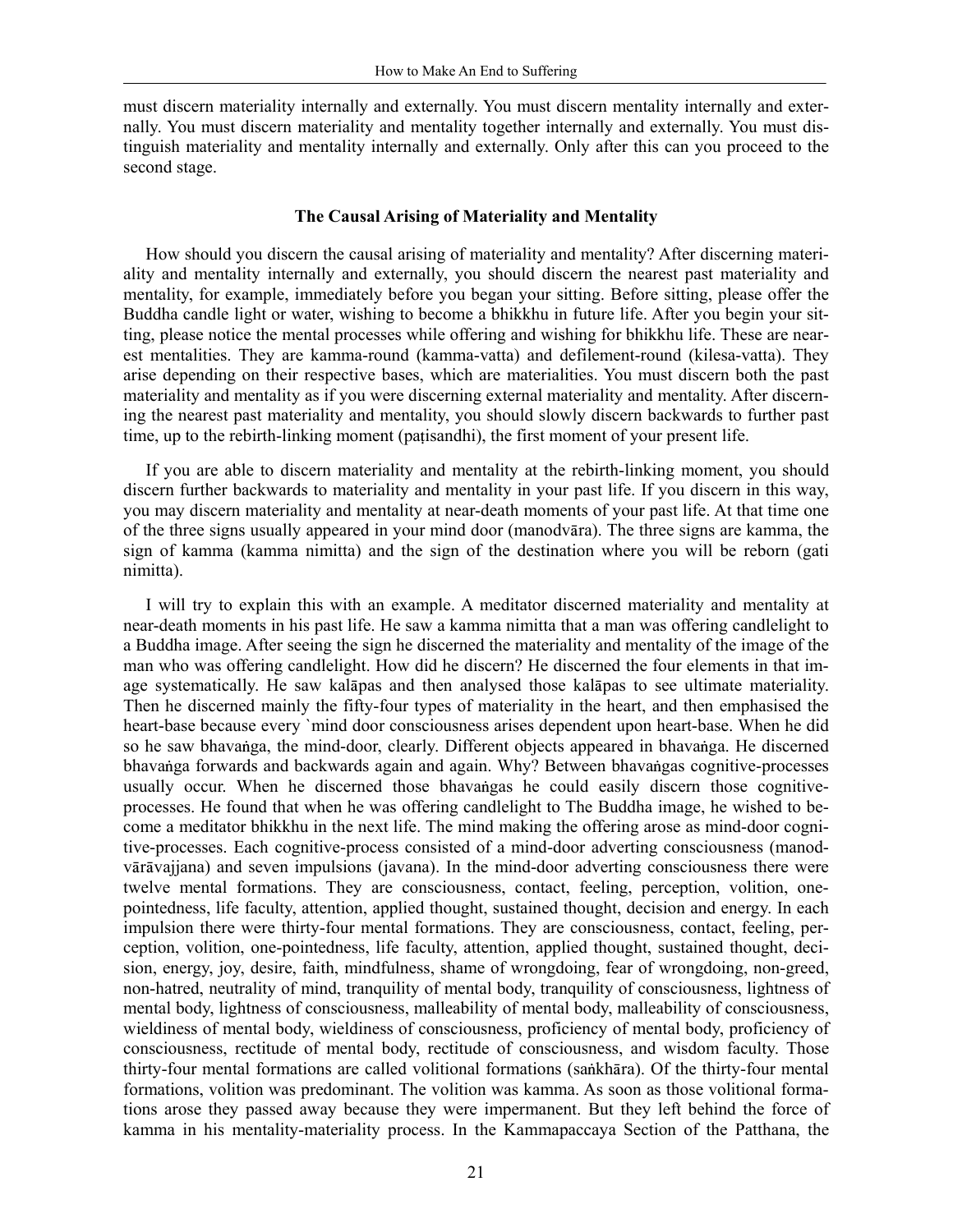must discern materiality internally and externally. You must discern mentality internally and externally. You must discern materiality and mentality together internally and externally. You must distinguish materiality and mentality internally and externally. Only after this can you proceed to the second stage.

### The Causal Arising of Materiality and Mentality

How should you discern the causal arising of materiality and mentality? After discerning materiality and mentality internally and externally, you should discern the nearest past materiality and mentality, for example, immediately before you began your sitting. Before sitting, please offer the Buddha candle light or water, wishing to become a bhikkhu in future life. After you begin your sitting, please notice the mental processes while offering and wishing for bhikkhu life. These are nearest mentalities. They are kamma-round (kamma-vatta) and defilement-round (kilesa-vatta). They arise depending on their respective bases, which are materialities. You must discern both the past materiality and mentality as if you were discerning external materiality and mentality. After discerning the nearest past materiality and mentality, you should slowly discern backwards to further past time, up to the rebirth-linking moment (paṭisandhi), the first moment of your present life.

If you are able to discern materiality and mentality at the rebirth-linking moment, you should discern further backwards to materiality and mentality in your past life. If you discern in this way, you may discern materiality and mentality at near-death moments of your past life. At that time one of the three signs usually appeared in your mind door (manodvāra). The three signs are kamma, the sign of kamma (kamma nimitta) and the sign of the destination where you will be reborn (gati nimitta).

I will try to explain this with an example. A meditator discerned materiality and mentality at near-death moments in his past life. He saw a kamma nimitta that a man was offering candlelight to a Buddha image. After seeing the sign he discerned the materiality and mentality of the image of the man who was offering candlelight. How did he discern? He discerned the four elements in that image systematically. He saw kalāpas and then analysed those kalāpas to see ultimate materiality. Then he discerned mainly the fifty-four types of materiality in the heart, and then emphasised the heart-base because every `mind door consciousness arises dependent upon heart-base. When he did so he saw bhavaṅga, the mind-door, clearly. Different objects appeared in bhavaṅga. He discerned bhavaṅga forwards and backwards again and again. Why? Between bhavaṅgas cognitive-processes usually occur. When he discerned those bhavaṅgas he could easily discern those cognitive-processes. He found that when he was offering candlelight to The Buddha image, he wished to become a meditator bhikkhu in the next life. The mind making the offering arose as mind-door cognitive-processes. Each cognitive-process consisted of a mind-door adverting consciousness (manodvārāvajjana) and seven impulsions (javana). In the mind-door adverting consciousness there were twelve mental formations. They are consciousness, contact, feeling, perception, volition, one-pointedness, life faculty, attention, applied thought, sustained thought, decision and energy. In each impulsion there were thirty-four mental formations. They are consciousness, contact, feeling, perception, volition, one-pointedness, life faculty, attention, applied thought, sustained thought, decision, energy, joy, desire, faith, mindfulness, shame of wrongdoing, fear of wrongdoing, non-greed, non-hatred, neutrality of mind, tranquility of mental body, tranquility of consciousness, lightness of mental body, lightness of consciousness, malleability of mental body, malleability of consciousness, wieldiness of mental body, wieldiness of consciousness, proficiency of mental body, proficiency of consciousness, rectitude of mental body, rectitude of consciousness, and wisdom faculty. Those thirty-four mental formations are called volitional formations (saṅkhāra). Of the thirty-four mental formations, volition was predominant. The volition was kamma. As soon as those volitional formations arose they passed away because they were impermanent. But they left behind the force of kamma in his mentality-materiality process. In the Kammapaccaya Section of the Patthana, the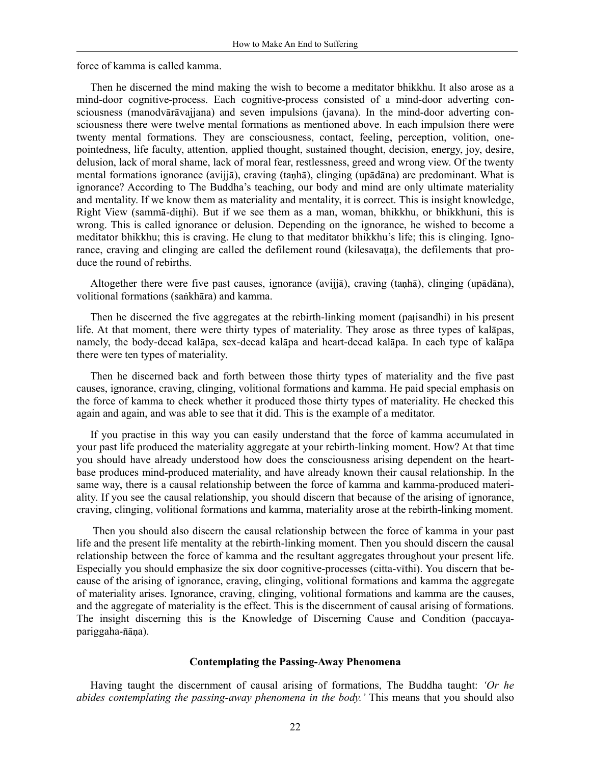force of kamma is called kamma.

Then he discerned the mind making the wish to become a meditator bhikkhu. It also arose as a mind-door cognitive-process. Each cognitive-process consisted of a mind-door adverting consciousness (manodvārāvajjana) and seven impulsions (javana). In the mind-door adverting consciousness there were twelve mental formations as mentioned above. In each impulsion there were twenty mental formations. They are consciousness, contact, feeling, perception, volition, one-pointedness, life faculty, attention, applied thought, sustained thought, decision, energy, joy, desire, delusion, lack of moral shame, lack of moral fear, restlessness, greed and wrong view. Of the twenty mental formations ignorance (avijjā), craving (taṇhā), clinging (upādāna) are predominant. What is ignorance? According to The Buddha's teaching, our body and mind are only ultimate materiality and mentality. If we know them as materiality and mentality, it is correct. This is insight knowledge, Right View (sammā-diṭṭhi). But if we see them as a man, woman, bhikkhu, or bhikkhuni, this is wrong. This is called ignorance or delusion. Depending on the ignorance, he wished to become a meditator bhikkhu; this is craving. He clung to that meditator bhikkhu's life; this is clinging. Ignorance, craving and clinging are called the defilement round (kilesavaṭṭa), the defilements that produce the round of rebirths.

Altogether there were five past causes, ignorance (avijjā), craving (taṇhā), clinging (upādāna), volitional formations (saṅkhāra) and kamma.

Then he discerned the five aggregates at the rebirth-linking moment (paṭisandhi) in his present life. At that moment, there were thirty types of materiality. They arose as three types of kalāpas, namely, the body-decad kalāpa, sex-decad kalāpa and heart-decad kalāpa. In each type of kalāpa there were ten types of materiality.

Then he discerned back and forth between those thirty types of materiality and the five past causes, ignorance, craving, clinging, volitional formations and kamma. He paid special emphasis on the force of kamma to check whether it produced those thirty types of materiality. He checked this again and again, and was able to see that it did. This is the example of a meditator.

If you practise in this way you can easily understand that the force of kamma accumulated in your past life produced the materiality aggregate at your rebirth-linking moment. How? At that time you should have already understood how does the consciousness arising dependent on the heart-base produces mind-produced materiality, and have already known their causal relationship. In the same way, there is a causal relationship between the force of kamma and kamma-produced materiality. If you see the causal relationship, you should discern that because of the arising of ignorance, craving, clinging, volitional formations and kamma, materiality arose at the rebirth-linking moment.

Then you should also discern the causal relationship between the force of kamma in your past life and the present life mentality at the rebirth-linking moment. Then you should discern the causal relationship between the force of kamma and the resultant aggregates throughout your present life. Especially you should emphasize the six door cognitive-processes (citta-vīthi). You discern that because of the arising of ignorance, craving, clinging, volitional formations and kamma the aggregate of materiality arises. Ignorance, craving, clinging, volitional formations and kamma are the causes, and the aggregate of materiality is the effect. This is the discernment of causal arising of formations. The insight discerning this is the Knowledge of Discerning Cause and Condition (paccaya-pariggaha-ñāṇa).

#### Contemplating the Passing-Away Phenomena

Having taught the discernment of causal arising of formations, The Buddha taught: *'Or he abides contemplating the passing-away phenomena in the body.'* This means that you should also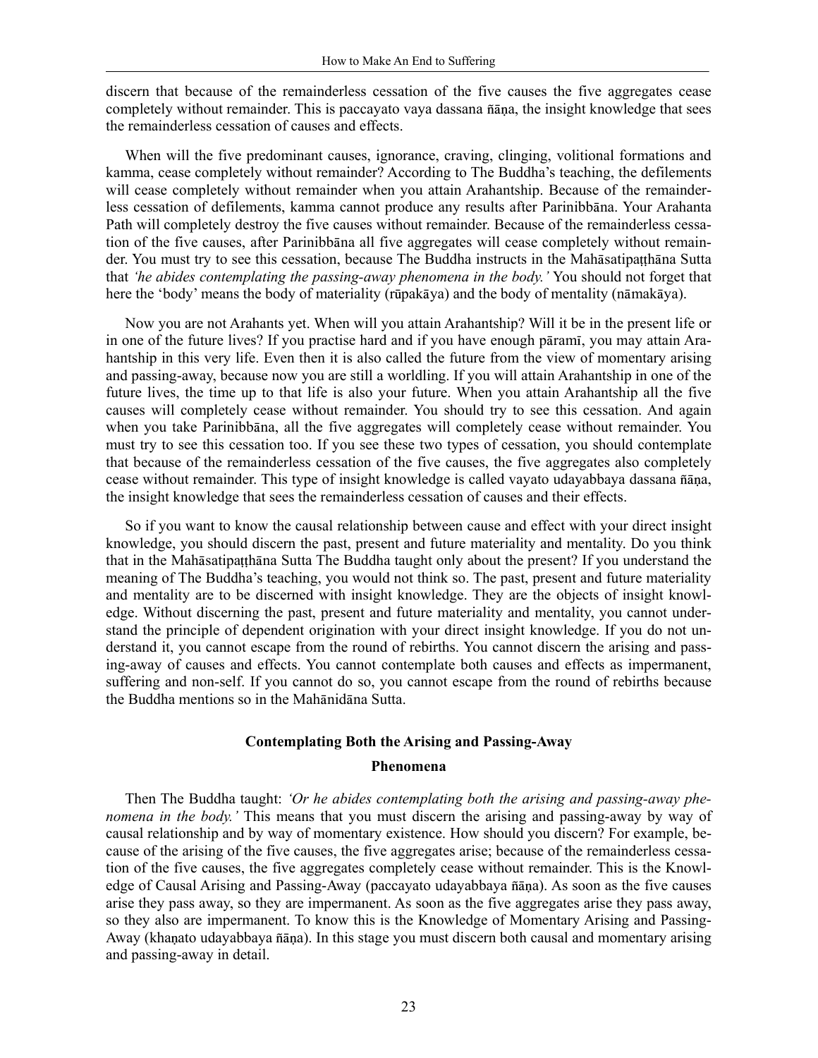discern that because of the remainderless cessation of the five causes the five aggregates cease completely without remainder. This is paccayato vaya dassana ñāṇa, the insight knowledge that sees the remainderless cessation of causes and effects.

When will the five predominant causes, ignorance, craving, clinging, volitional formations and kamma, cease completely without remainder? According to The Buddha's teaching, the defilements will cease completely without remainder when you attain Arahantship. Because of the remainderless cessation of defilements, kamma cannot produce any results after Parinibbāna. Your Arahanta Path will completely destroy the five causes without remainder. Because of the remainderless cessation of the five causes, after Parinibbāna all five aggregates will cease completely without remainder. You must try to see this cessation, because The Buddha instructs in the Mahāsatipaṭṭhāna Sutta that *'he abides contemplating the passing-away phenomena in the body.'* You should not forget that here the 'body' means the body of materiality (rūpakāya) and the body of mentality (nāmakāya).

Now you are not Arahants yet. When will you attain Arahantship? Will it be in the present life or in one of the future lives? If you practise hard and if you have enough pāramī, you may attain Arahantship in this very life. Even then it is also called the future from the view of momentary arising and passing-away, because now you are still a worldling. If you will attain Arahantship in one of the future lives, the time up to that life is also your future. When you attain Arahantship all the five causes will completely cease without remainder. You should try to see this cessation. And again when you take Parinibbāna, all the five aggregates will completely cease without remainder. You must try to see this cessation too. If you see these two types of cessation, you should contemplate that because of the remainderless cessation of the five causes, the five aggregates also completely cease without remainder. This type of insight knowledge is called vayato udayabbaya dassana ñāṇa, the insight knowledge that sees the remainderless cessation of causes and their effects.

So if you want to know the causal relationship between cause and effect with your direct insight knowledge, you should discern the past, present and future materiality and mentality. Do you think that in the Mahāsatipaṭṭhāna Sutta The Buddha taught only about the present? If you understand the meaning of The Buddha's teaching, you would not think so. The past, present and future materiality and mentality are to be discerned with insight knowledge. They are the objects of insight knowledge. Without discerning the past, present and future materiality and mentality, you cannot understand the principle of dependent origination with your direct insight knowledge. If you do not understand it, you cannot escape from the round of rebirths. You cannot discern the arising and passing-away of causes and effects. You cannot contemplate both causes and effects as impermanent, suffering and non-self. If you cannot do so, you cannot escape from the round of rebirths because the Buddha mentions so in the Mahānidāna Sutta.

## Contemplating Both the Arising and Passing-Away Phenomena

Then The Buddha taught: *'Or he abides contemplating both the arising and passing-away phenomena in the body.'* This means that you must discern the arising and passing-away by way of causal relationship and by way of momentary existence. How should you discern? For example, because of the arising of the five causes, the five aggregates arise; because of the remainderless cessation of the five causes, the five aggregates completely cease without remainder. This is the Knowledge of Causal Arising and Passing-Away (paccayato udayabbaya ñāṇa). As soon as the five causes arise they pass away, so they are impermanent. As soon as the five aggregates arise they pass away, so they also are impermanent. To know this is the Knowledge of Momentary Arising and Passing-Away (khaṇato udayabbaya ñāṇa). In this stage you must discern both causal and momentary arising and passing-away in detail.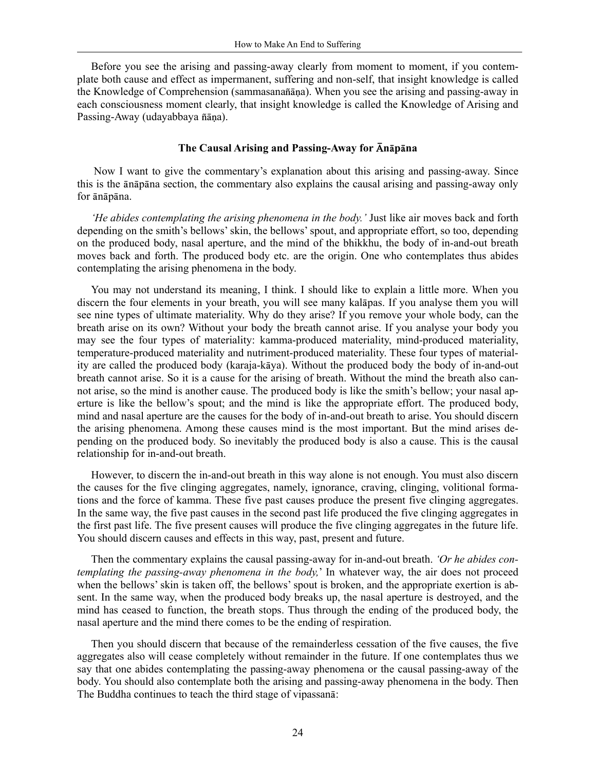Before you see the arising and passing-away clearly from moment to moment, if you contemplate both cause and effect as impermanent, suffering and non-self, that insight knowledge is called the Knowledge of Comprehension (sammasanañāṇa). When you see the arising and passing-away in each consciousness moment clearly, that insight knowledge is called the Knowledge of Arising and Passing-Away (udayabbaya ñāṇa).

### The Causal Arising and Passing-Away for Ānāpāna

Now I want to give the commentary's explanation about this arising and passing-away. Since this is the ānāpāna section, the commentary also explains the causal arising and passing-away only for ānāpāna.

*'He abides contemplating the arising phenomena in the body.'* Just like air moves back and forth depending on the smith's bellows' skin, the bellows' spout, and appropriate effort, so too, depending on the produced body, nasal aperture, and the mind of the bhikkhu, the body of in-and-out breath moves back and forth. The produced body etc. are the origin. One who contemplates thus abides contemplating the arising phenomena in the body.

You may not understand its meaning, I think. I should like to explain a little more. When you discern the four elements in your breath, you will see many kalāpas. If you analyse them you will see nine types of ultimate materiality. Why do they arise? If you remove your whole body, can the breath arise on its own? Without your body the breath cannot arise. If you analyse your body you may see the four types of materiality: kamma-produced materiality, mind-produced materiality, temperature-produced materiality and nutriment-produced materiality. These four types of materiality are called the produced body (karaja-kāya). Without the produced body the body of in-and-out breath cannot arise. So it is a cause for the arising of breath. Without the mind the breath also cannot arise, so the mind is another cause. The produced body is like the smith's bellow; your nasal aperture is like the bellow's spout; and the mind is like the appropriate effort. The produced body, mind and nasal aperture are the causes for the body of in-and-out breath to arise. You should discern the arising phenomena. Among these causes mind is the most important. But the mind arises depending on the produced body. So inevitably the produced body is also a cause. This is the causal relationship for in-and-out breath.

However, to discern the in-and-out breath in this way alone is not enough. You must also discern the causes for the five clinging aggregates, namely, ignorance, craving, clinging, volitional formations and the force of kamma. These five past causes produce the present five clinging aggregates. In the same way, the five past causes in the second past life produced the five clinging aggregates in the first past life. The five present causes will produce the five clinging aggregates in the future life. You should discern causes and effects in this way, past, present and future.

Then the commentary explains the causal passing-away for in-and-out breath. *'Or he abides contemplating the passing-away phenomena in the body,'* In whatever way, the air does not proceed when the bellows' skin is taken off, the bellows' spout is broken, and the appropriate exertion is absent. In the same way, when the produced body breaks up, the nasal aperture is destroyed, and the mind has ceased to function, the breath stops. Thus through the ending of the produced body, the nasal aperture and the mind there comes to be the ending of respiration.

Then you should discern that because of the remainderless cessation of the five causes, the five aggregates also will cease completely without remainder in the future. If one contemplates thus we say that one abides contemplating the passing-away phenomena or the causal passing-away of the body. You should also contemplate both the arising and passing-away phenomena in the body. Then The Buddha continues to teach the third stage of vipassanā: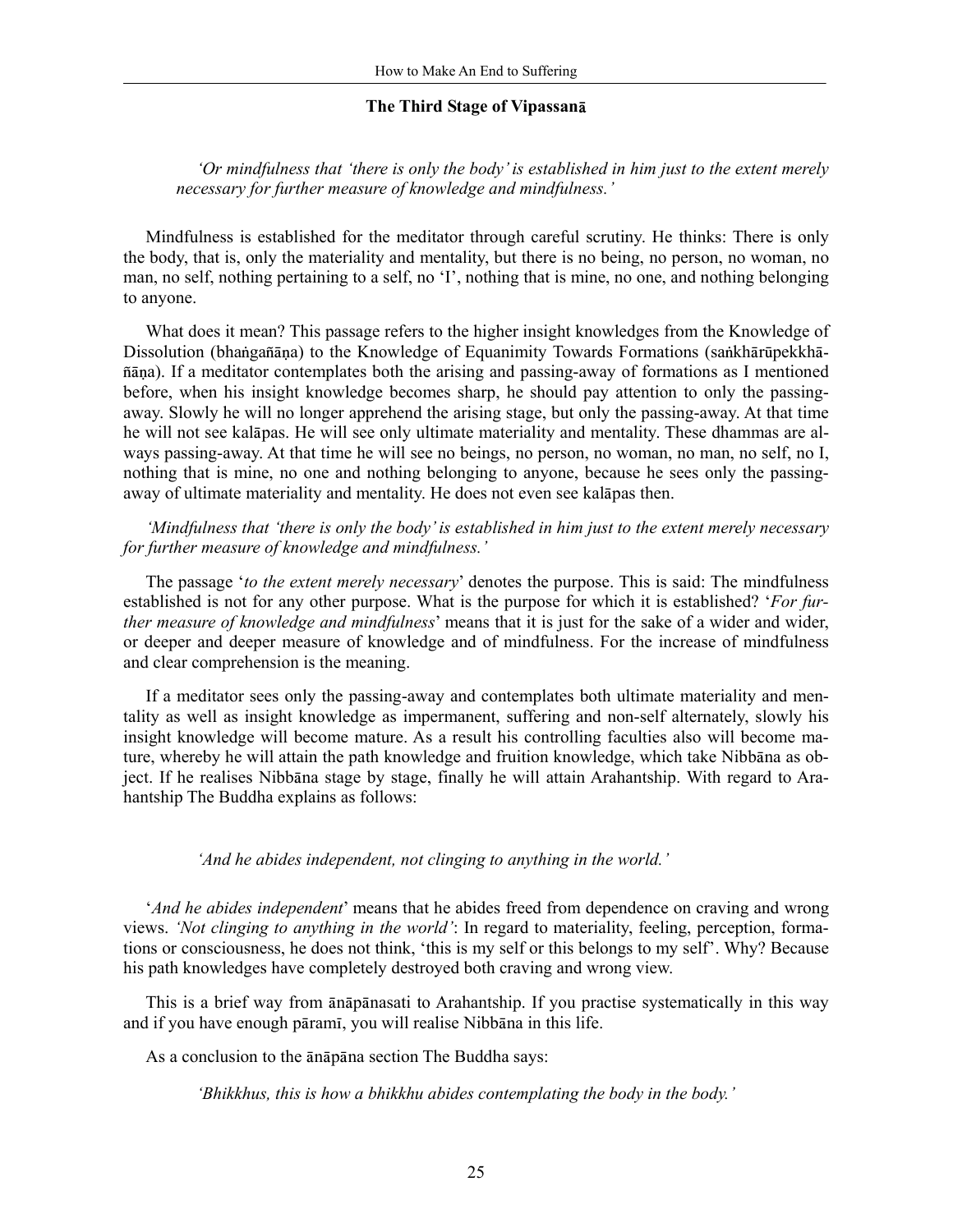### The Third Stage of Vipassanā

*'Or mindfulness that 'there is only the body' is established in him just to the extent merely necessary for further measure of knowledge and mindfulness.'*

Mindfulness is established for the meditator through careful scrutiny. He thinks: There is only the body, that is, only the materiality and mentality, but there is no being, no person, no woman, no man, no self, nothing pertaining to a self, no 'I', nothing that is mine, no one, and nothing belonging to anyone.

What does it mean? This passage refers to the higher insight knowledges from the Knowledge of Dissolution (bhaṅgañāṇa) to the Knowledge of Equanimity Towards Formations (saṅkhārūpekkhāñāṇa). If a meditator contemplates both the arising and passing-away of formations as I mentioned before, when his insight knowledge becomes sharp, he should pay attention to only the passing-away. Slowly he will no longer apprehend the arising stage, but only the passing-away. At that time he will not see kalāpas. He will see only ultimate materiality and mentality. These dhammas are always passing-away. At that time he will see no beings, no person, no woman, no man, no self, no I, nothing that is mine, no one and nothing belonging to anyone, because he sees only the passing-away of ultimate materiality and mentality. He does not even see kalāpas then.

*'Mindfulness that 'there is only the body' is established in him just to the extent merely necessary for further measure of knowledge and mindfulness.'*

The passage '*to the extent merely necessary*' denotes the purpose. This is said: The mindfulness established is not for any other purpose. What is the purpose for which it is established? '*For further measure of knowledge and mindfulness*' means that it is just for the sake of a wider and wider, or deeper and deeper measure of knowledge and of mindfulness. For the increase of mindfulness and clear comprehension is the meaning.

If a meditator sees only the passing-away and contemplates both ultimate materiality and mentality as well as insight knowledge as impermanent, suffering and non-self alternately, slowly his insight knowledge will become mature. As a result his controlling faculties also will become mature, whereby he will attain the path knowledge and fruition knowledge, which take Nibbāna as object. If he realises Nibbāna stage by stage, finally he will attain Arahantship. With regard to Arahantship The Buddha explains as follows:

*'And he abides independent, not clinging to anything in the world.'*

'*And he abides independent*' means that he abides freed from dependence on craving and wrong views. *'Not clinging to anything in the world'*: In regard to materiality, feeling, perception, formations or consciousness, he does not think, 'this is my self or this belongs to my self'. Why? Because his path knowledges have completely destroyed both craving and wrong view.

This is a brief way from ānāpānasati to Arahantship. If you practise systematically in this way and if you have enough pāramī, you will realise Nibbāna in this life.

As a conclusion to the ānāpāna section The Buddha says:

*'Bhikkhus, this is how a bhikkhu abides contemplating the body in the body.'*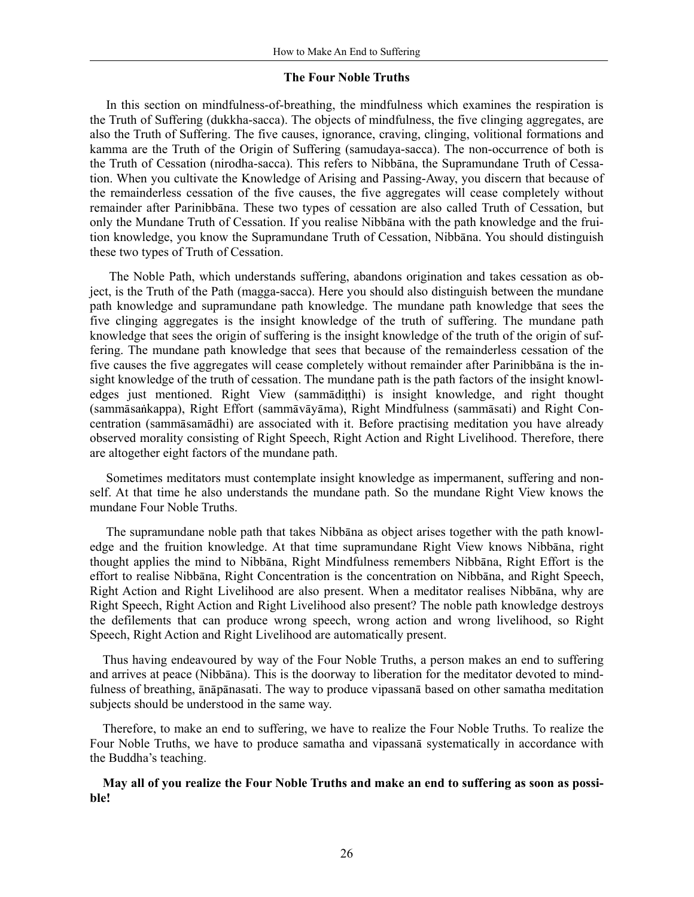## The Four Noble Truths

In this section on mindfulness-of-breathing, the mindfulness which examines the respiration is the Truth of Suffering (dukkha-sacca). The objects of mindfulness, the five clinging aggregates, are also the Truth of Suffering. The five causes, ignorance, craving, clinging, volitional formations and kamma are the Truth of the Origin of Suffering (samudaya-sacca). The non-occurrence of both is the Truth of Cessation (nirodha-sacca). This refers to Nibbāna, the Supramundane Truth of Cessation. When you cultivate the Knowledge of Arising and Passing-Away, you discern that because of the remainderless cessation of the five causes, the five aggregates will cease completely without remainder after Parinibbāna. These two types of cessation are also called Truth of Cessation, but only the Mundane Truth of Cessation. If you realise Nibbāna with the path knowledge and the fruition knowledge, you know the Supramundane Truth of Cessation, Nibbāna. You should distinguish these two types of Truth of Cessation.

The Noble Path, which understands suffering, abandons origination and takes cessation as object, is the Truth of the Path (magga-sacca). Here you should also distinguish between the mundane path knowledge and supramundane path knowledge. The mundane path knowledge that sees the five clinging aggregates is the insight knowledge of the truth of suffering. The mundane path knowledge that sees the origin of suffering is the insight knowledge of the truth of the origin of suffering. The mundane path knowledge that sees that because of the remainderless cessation of the five causes the five aggregates will cease completely without remainder after Parinibbāna is the insight knowledge of the truth of cessation. The mundane path is the path factors of the insight knowledges just mentioned. Right View (sammādiṭṭhi) is insight knowledge, and right thought (sammāsaṅkappa), Right Effort (sammāvāyāma), Right Mindfulness (sammāsati) and Right Concentration (sammāsamādhi) are associated with it. Before practising meditation you have already observed morality consisting of Right Speech, Right Action and Right Livelihood. Therefore, there are altogether eight factors of the mundane path.

Sometimes meditators must contemplate insight knowledge as impermanent, suffering and non-self. At that time he also understands the mundane path. So the mundane Right View knows the mundane Four Noble Truths.

The supramundane noble path that takes Nibbāna as object arises together with the path knowledge and the fruition knowledge. At that time supramundane Right View knows Nibbāna, right thought applies the mind to Nibbāna, Right Mindfulness remembers Nibbāna, Right Effort is the effort to realise Nibbāna, Right Concentration is the concentration on Nibbāna, and Right Speech, Right Action and Right Livelihood are also present. When a meditator realises Nibbāna, why are Right Speech, Right Action and Right Livelihood also present? The noble path knowledge destroys the defilements that can produce wrong speech, wrong action and wrong livelihood, so Right Speech, Right Action and Right Livelihood are automatically present.

Thus having endeavoured by way of the Four Noble Truths, a person makes an end to suffering and arrives at peace (Nibbāna). This is the doorway to liberation for the meditator devoted to mindfulness of breathing, ānāpānasati. The way to produce vipassanā based on other samatha meditation subjects should be understood in the same way.

Therefore, to make an end to suffering, we have to realize the Four Noble Truths. To realize the Four Noble Truths, we have to produce samatha and vipassanā systematically in accordance with the Buddha's teaching.

**May all of you realize the Four Noble Truths and make an end to suffering as soon as possible!**